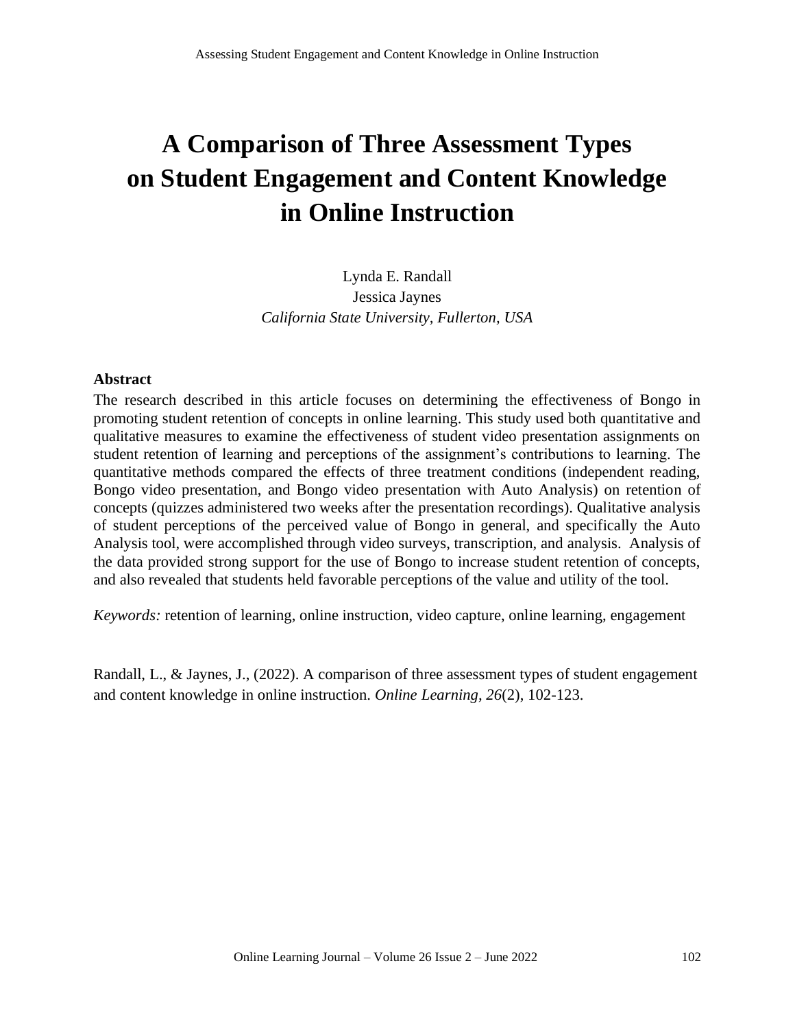# A Comparison of Three Assessment Types on Student Engagement and Content Knowledge in Online Instruction

Lynda E. Randall
Jessica Jaynes
*California State University, Fullerton, USA*

### Abstract

The research described in this article focuses on determining the effectiveness of Bongo in promoting student retention of concepts in online learning. This study used both quantitative and qualitative measures to examine the effectiveness of student video presentation assignments on student retention of learning and perceptions of the assignment's contributions to learning. The quantitative methods compared the effects of three treatment conditions (independent reading, Bongo video presentation, and Bongo video presentation with Auto Analysis) on retention of concepts (quizzes administered two weeks after the presentation recordings). Qualitative analysis of student perceptions of the perceived value of Bongo in general, and specifically the Auto Analysis tool, were accomplished through video surveys, transcription, and analysis. Analysis of the data provided strong support for the use of Bongo to increase student retention of concepts, and also revealed that students held favorable perceptions of the value and utility of the tool.

*Keywords:* retention of learning, online instruction, video capture, online learning, engagement

Randall, L., & Jaynes, J., (2022). A comparison of three assessment types of student engagement and content knowledge in online instruction. *Online Learning, 26*(2), 102-123.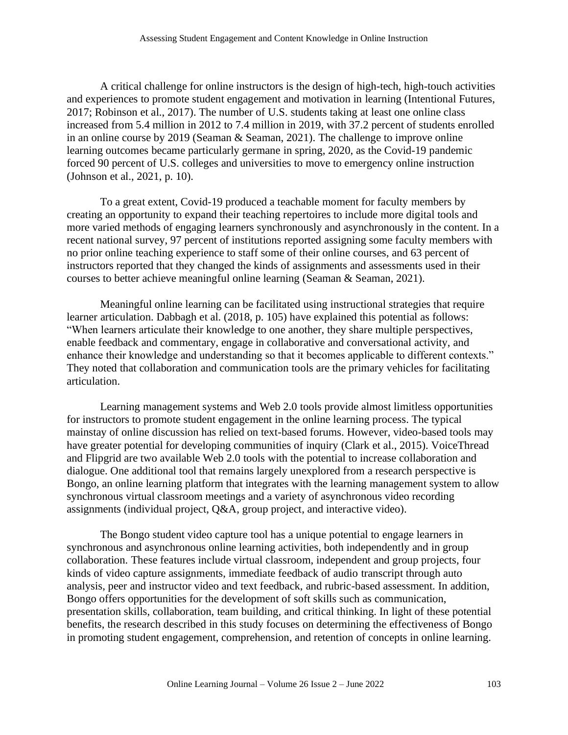A critical challenge for online instructors is the design of high-tech, high-touch activities and experiences to promote student engagement and motivation in learning (Intentional Futures, 2017; Robinson et al., 2017). The number of U.S. students taking at least one online class increased from 5.4 million in 2012 to 7.4 million in 2019, with 37.2 percent of students enrolled in an online course by 2019 (Seaman & Seaman, 2021). The challenge to improve online learning outcomes became particularly germane in spring, 2020, as the Covid-19 pandemic forced 90 percent of U.S. colleges and universities to move to emergency online instruction (Johnson et al., 2021, p. 10).

To a great extent, Covid-19 produced a teachable moment for faculty members by creating an opportunity to expand their teaching repertoires to include more digital tools and more varied methods of engaging learners synchronously and asynchronously in the content. In a recent national survey, 97 percent of institutions reported assigning some faculty members with no prior online teaching experience to staff some of their online courses, and 63 percent of instructors reported that they changed the kinds of assignments and assessments used in their courses to better achieve meaningful online learning (Seaman & Seaman, 2021).

Meaningful online learning can be facilitated using instructional strategies that require learner articulation. Dabbagh et al. (2018, p. 105) have explained this potential as follows: "When learners articulate their knowledge to one another, they share multiple perspectives, enable feedback and commentary, engage in collaborative and conversational activity, and enhance their knowledge and understanding so that it becomes applicable to different contexts." They noted that collaboration and communication tools are the primary vehicles for facilitating articulation.

Learning management systems and Web 2.0 tools provide almost limitless opportunities for instructors to promote student engagement in the online learning process. The typical mainstay of online discussion has relied on text-based forums. However, video-based tools may have greater potential for developing communities of inquiry (Clark et al., 2015). VoiceThread and Flipgrid are two available Web 2.0 tools with the potential to increase collaboration and dialogue. One additional tool that remains largely unexplored from a research perspective is Bongo, an online learning platform that integrates with the learning management system to allow synchronous virtual classroom meetings and a variety of asynchronous video recording assignments (individual project, Q&A, group project, and interactive video).

The Bongo student video capture tool has a unique potential to engage learners in synchronous and asynchronous online learning activities, both independently and in group collaboration. These features include virtual classroom, independent and group projects, four kinds of video capture assignments, immediate feedback of audio transcript through auto analysis, peer and instructor video and text feedback, and rubric-based assessment. In addition, Bongo offers opportunities for the development of soft skills such as communication, presentation skills, collaboration, team building, and critical thinking. In light of these potential benefits, the research described in this study focuses on determining the effectiveness of Bongo in promoting student engagement, comprehension, and retention of concepts in online learning.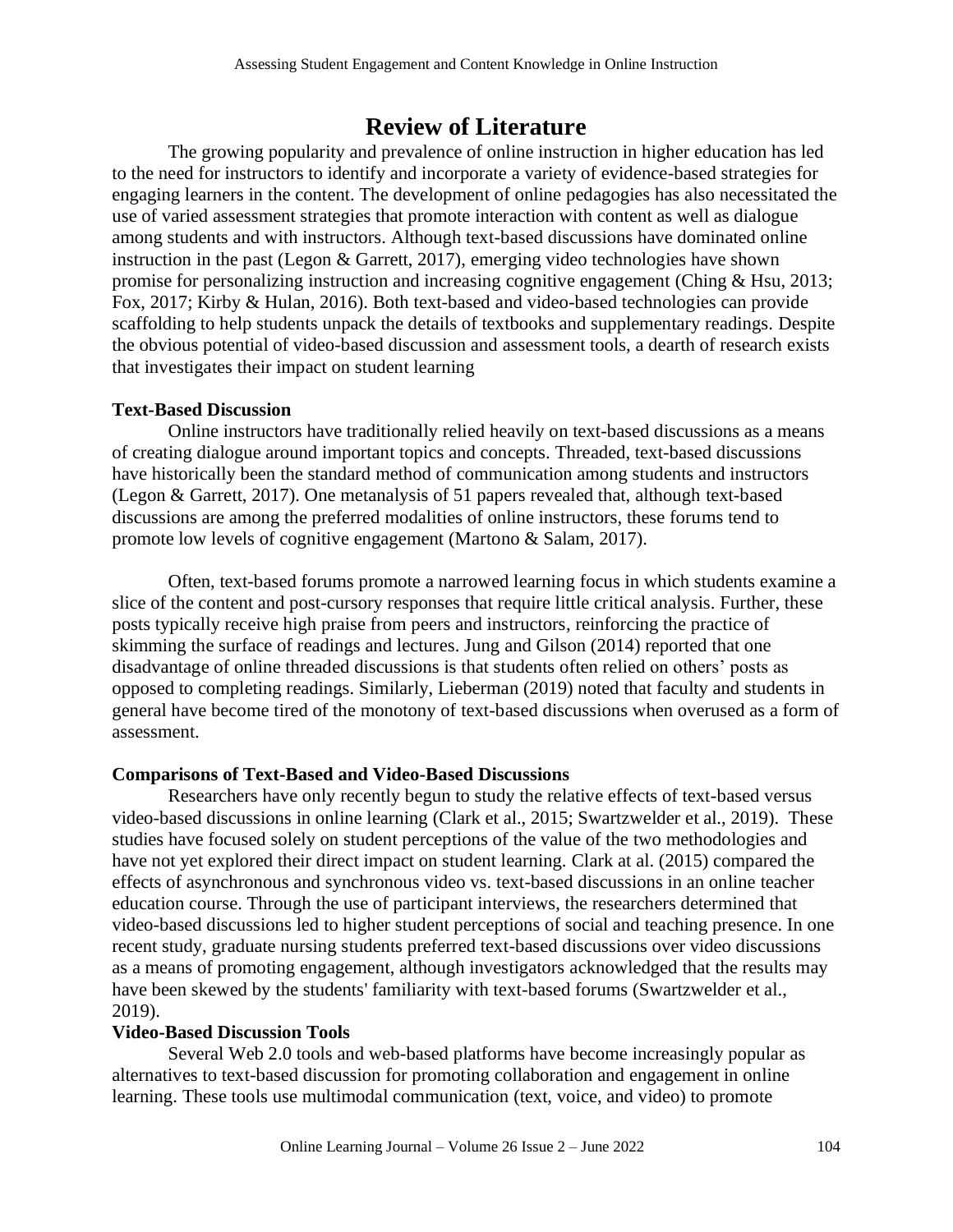# Review of Literature

The growing popularity and prevalence of online instruction in higher education has led to the need for instructors to identify and incorporate a variety of evidence-based strategies for engaging learners in the content. The development of online pedagogies has also necessitated the use of varied assessment strategies that promote interaction with content as well as dialogue among students and with instructors. Although text-based discussions have dominated online instruction in the past (Legon & Garrett, 2017), emerging video technologies have shown promise for personalizing instruction and increasing cognitive engagement (Ching & Hsu, 2013; Fox, 2017; Kirby & Hulan, 2016). Both text-based and video-based technologies can provide scaffolding to help students unpack the details of textbooks and supplementary readings. Despite the obvious potential of video-based discussion and assessment tools, a dearth of research exists that investigates their impact on student learning

## Text-Based Discussion

Online instructors have traditionally relied heavily on text-based discussions as a means of creating dialogue around important topics and concepts. Threaded, text-based discussions have historically been the standard method of communication among students and instructors (Legon & Garrett, 2017). One metanalysis of 51 papers revealed that, although text-based discussions are among the preferred modalities of online instructors, these forums tend to promote low levels of cognitive engagement (Martono & Salam, 2017).

Often, text-based forums promote a narrowed learning focus in which students examine a slice of the content and post-cursory responses that require little critical analysis. Further, these posts typically receive high praise from peers and instructors, reinforcing the practice of skimming the surface of readings and lectures. Jung and Gilson (2014) reported that one disadvantage of online threaded discussions is that students often relied on others' posts as opposed to completing readings. Similarly, Lieberman (2019) noted that faculty and students in general have become tired of the monotony of text-based discussions when overused as a form of assessment.

## Comparisons of Text-Based and Video-Based Discussions

Researchers have only recently begun to study the relative effects of text-based versus video-based discussions in online learning (Clark et al., 2015; Swartzwelder et al., 2019). These studies have focused solely on student perceptions of the value of the two methodologies and have not yet explored their direct impact on student learning. Clark at al. (2015) compared the effects of asynchronous and synchronous video vs. text-based discussions in an online teacher education course. Through the use of participant interviews, the researchers determined that video-based discussions led to higher student perceptions of social and teaching presence. In one recent study, graduate nursing students preferred text-based discussions over video discussions as a means of promoting engagement, although investigators acknowledged that the results may have been skewed by the students' familiarity with text-based forums (Swartzwelder et al., 2019).

## Video-Based Discussion Tools

Several Web 2.0 tools and web-based platforms have become increasingly popular as alternatives to text-based discussion for promoting collaboration and engagement in online learning. These tools use multimodal communication (text, voice, and video) to promote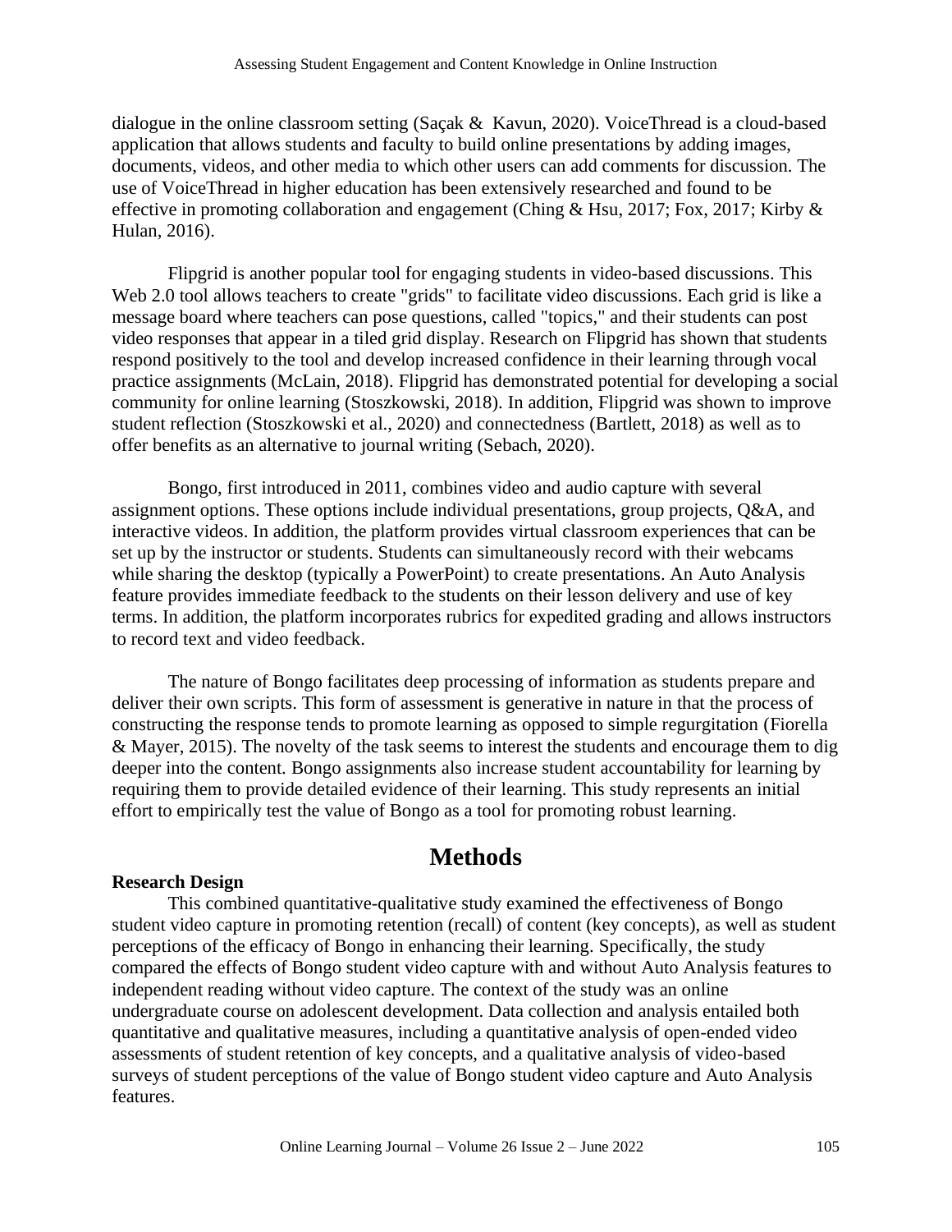dialogue in the online classroom setting (Saçak & Kavun, 2020). VoiceThread is a cloud-based application that allows students and faculty to build online presentations by adding images, documents, videos, and other media to which other users can add comments for discussion. The use of VoiceThread in higher education has been extensively researched and found to be effective in promoting collaboration and engagement (Ching & Hsu, 2017; Fox, 2017; Kirby & Hulan, 2016).

Flipgrid is another popular tool for engaging students in video-based discussions. This Web 2.0 tool allows teachers to create "grids" to facilitate video discussions. Each grid is like a message board where teachers can pose questions, called "topics," and their students can post video responses that appear in a tiled grid display. Research on Flipgrid has shown that students respond positively to the tool and develop increased confidence in their learning through vocal practice assignments (McLain, 2018). Flipgrid has demonstrated potential for developing a social community for online learning (Stoszkowski, 2018). In addition, Flipgrid was shown to improve student reflection (Stoszkowski et al., 2020) and connectedness (Bartlett, 2018) as well as to offer benefits as an alternative to journal writing (Sebach, 2020).

Bongo, first introduced in 2011, combines video and audio capture with several assignment options. These options include individual presentations, group projects, Q&A, and interactive videos. In addition, the platform provides virtual classroom experiences that can be set up by the instructor or students. Students can simultaneously record with their webcams while sharing the desktop (typically a PowerPoint) to create presentations. An Auto Analysis feature provides immediate feedback to the students on their lesson delivery and use of key terms. In addition, the platform incorporates rubrics for expedited grading and allows instructors to record text and video feedback.

The nature of Bongo facilitates deep processing of information as students prepare and deliver their own scripts. This form of assessment is generative in nature in that the process of constructing the response tends to promote learning as opposed to simple regurgitation (Fiorella & Mayer, 2015). The novelty of the task seems to interest the students and encourage them to dig deeper into the content. Bongo assignments also increase student accountability for learning by requiring them to provide detailed evidence of their learning. This study represents an initial effort to empirically test the value of Bongo as a tool for promoting robust learning.

# Methods

### Research Design

This combined quantitative-qualitative study examined the effectiveness of Bongo student video capture in promoting retention (recall) of content (key concepts), as well as student perceptions of the efficacy of Bongo in enhancing their learning. Specifically, the study compared the effects of Bongo student video capture with and without Auto Analysis features to independent reading without video capture. The context of the study was an online undergraduate course on adolescent development. Data collection and analysis entailed both quantitative and qualitative measures, including a quantitative analysis of open-ended video assessments of student retention of key concepts, and a qualitative analysis of video-based surveys of student perceptions of the value of Bongo student video capture and Auto Analysis features.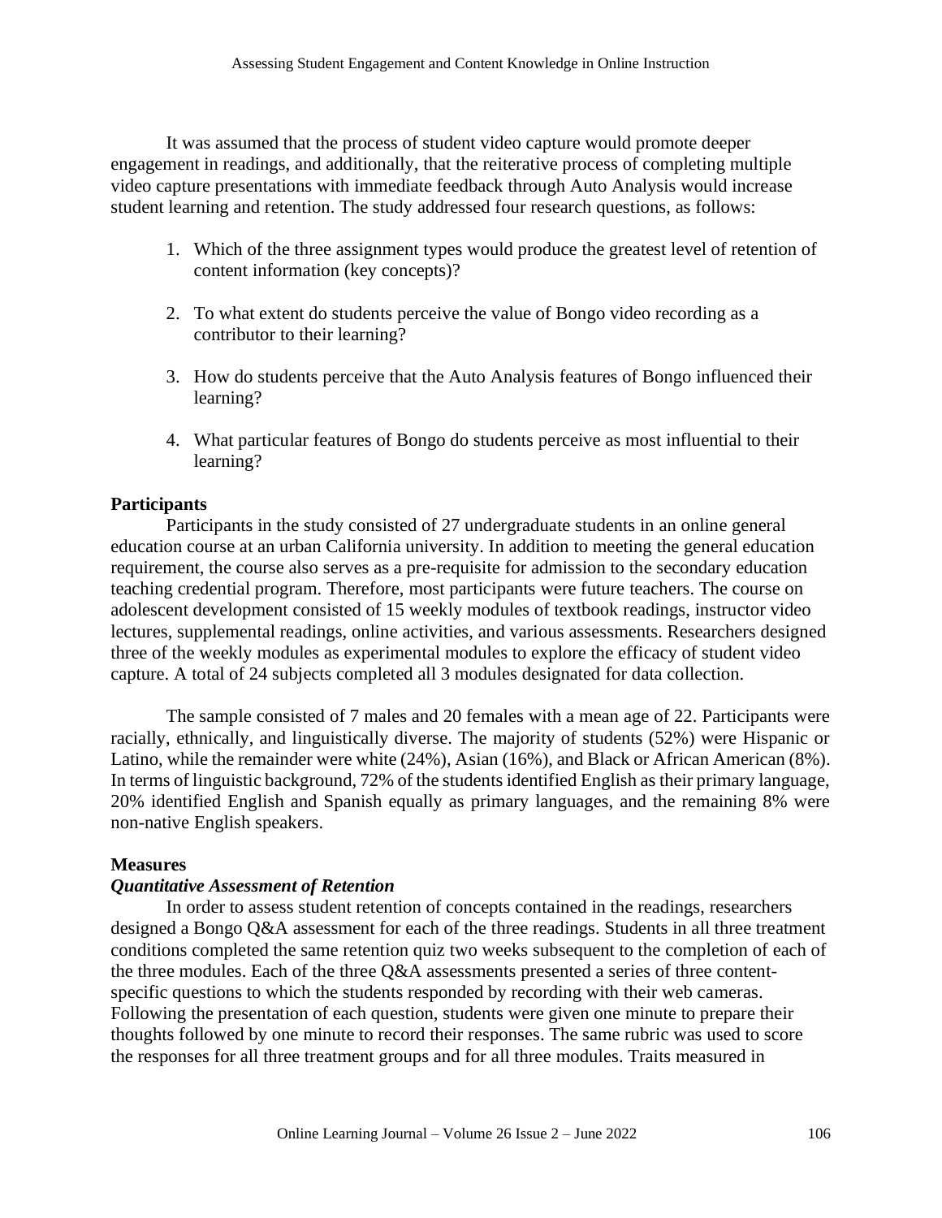It was assumed that the process of student video capture would promote deeper engagement in readings, and additionally, that the reiterative process of completing multiple video capture presentations with immediate feedback through Auto Analysis would increase student learning and retention. The study addressed four research questions, as follows:

1. Which of the three assignment types would produce the greatest level of retention of content information (key concepts)?

2. To what extent do students perceive the value of Bongo video recording as a contributor to their learning?

3. How do students perceive that the Auto Analysis features of Bongo influenced their learning?

4. What particular features of Bongo do students perceive as most influential to their learning?

## Participants

Participants in the study consisted of 27 undergraduate students in an online general education course at an urban California university. In addition to meeting the general education requirement, the course also serves as a pre-requisite for admission to the secondary education teaching credential program. Therefore, most participants were future teachers. The course on adolescent development consisted of 15 weekly modules of textbook readings, instructor video lectures, supplemental readings, online activities, and various assessments. Researchers designed three of the weekly modules as experimental modules to explore the efficacy of student video capture. A total of 24 subjects completed all 3 modules designated for data collection.

The sample consisted of 7 males and 20 females with a mean age of 22. Participants were racially, ethnically, and linguistically diverse. The majority of students (52%) were Hispanic or Latino, while the remainder were white (24%), Asian (16%), and Black or African American (8%). In terms of linguistic background, 72% of the students identified English as their primary language, 20% identified English and Spanish equally as primary languages, and the remaining 8% were non-native English speakers.

## Measures

### *Quantitative Assessment of Retention*

In order to assess student retention of concepts contained in the readings, researchers designed a Bongo Q&A assessment for each of the three readings. Students in all three treatment conditions completed the same retention quiz two weeks subsequent to the completion of each of the three modules. Each of the three Q&A assessments presented a series of three content-specific questions to which the students responded by recording with their web cameras. Following the presentation of each question, students were given one minute to prepare their thoughts followed by one minute to record their responses. The same rubric was used to score the responses for all three treatment groups and for all three modules. Traits measured in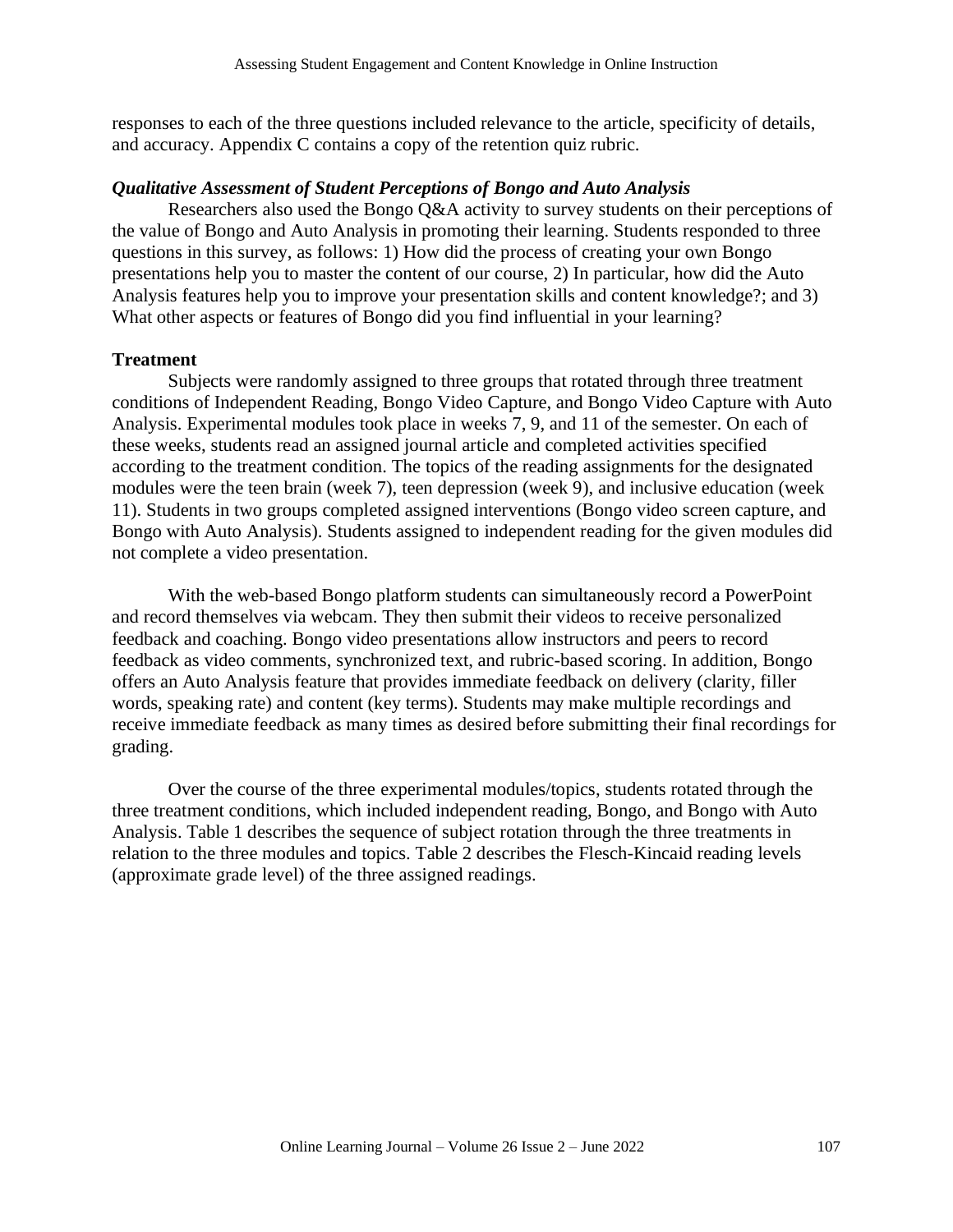responses to each of the three questions included relevance to the article, specificity of details, and accuracy. Appendix C contains a copy of the retention quiz rubric.

### *Qualitative Assessment of Student Perceptions of Bongo and Auto Analysis*

Researchers also used the Bongo Q&A activity to survey students on their perceptions of the value of Bongo and Auto Analysis in promoting their learning. Students responded to three questions in this survey, as follows: 1) How did the process of creating your own Bongo presentations help you to master the content of our course, 2) In particular, how did the Auto Analysis features help you to improve your presentation skills and content knowledge?; and 3) What other aspects or features of Bongo did you find influential in your learning?

## Treatment

Subjects were randomly assigned to three groups that rotated through three treatment conditions of Independent Reading, Bongo Video Capture, and Bongo Video Capture with Auto Analysis. Experimental modules took place in weeks 7, 9, and 11 of the semester. On each of these weeks, students read an assigned journal article and completed activities specified according to the treatment condition. The topics of the reading assignments for the designated modules were the teen brain (week 7), teen depression (week 9), and inclusive education (week 11). Students in two groups completed assigned interventions (Bongo video screen capture, and Bongo with Auto Analysis). Students assigned to independent reading for the given modules did not complete a video presentation.

With the web-based Bongo platform students can simultaneously record a PowerPoint and record themselves via webcam. They then submit their videos to receive personalized feedback and coaching. Bongo video presentations allow instructors and peers to record feedback as video comments, synchronized text, and rubric-based scoring. In addition, Bongo offers an Auto Analysis feature that provides immediate feedback on delivery (clarity, filler words, speaking rate) and content (key terms). Students may make multiple recordings and receive immediate feedback as many times as desired before submitting their final recordings for grading.

Over the course of the three experimental modules/topics, students rotated through the three treatment conditions, which included independent reading, Bongo, and Bongo with Auto Analysis. Table 1 describes the sequence of subject rotation through the three treatments in relation to the three modules and topics. Table 2 describes the Flesch-Kincaid reading levels (approximate grade level) of the three assigned readings.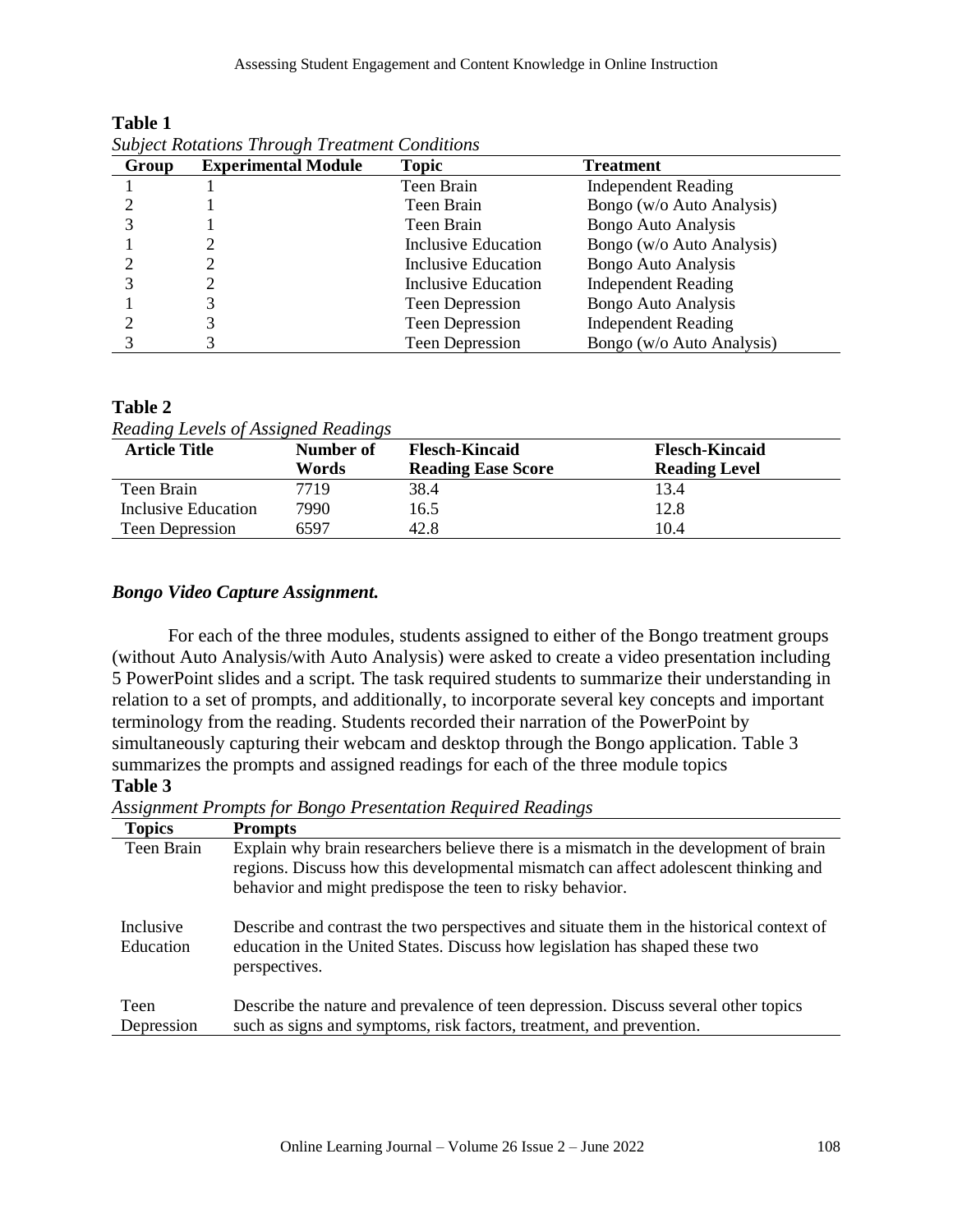**Table 1**

*Subject Rotations Through Treatment Conditions*

| Group | Experimental Module | Topic | Treatment |
|---|---|---|---|
| 1 | 1 | Teen Brain | Independent Reading |
| 2 | 1 | Teen Brain | Bongo (w/o Auto Analysis) |
| 3 | 1 | Teen Brain | Bongo Auto Analysis |
| 1 | 2 | Inclusive Education | Bongo (w/o Auto Analysis) |
| 2 | 2 | Inclusive Education | Bongo Auto Analysis |
| 3 | 2 | Inclusive Education | Independent Reading |
| 1 | 3 | Teen Depression | Bongo Auto Analysis |
| 2 | 3 | Teen Depression | Independent Reading |
| 3 | 3 | Teen Depression | Bongo (w/o Auto Analysis) |

**Table 2**

*Reading Levels of Assigned Readings*

| Article Title | Number of Words | Flesch-Kincaid Reading Ease Score | Flesch-Kincaid Reading Level |
|---|---|---|---|
| Teen Brain | 7719 | 38.4 | 13.4 |
| Inclusive Education | 7990 | 16.5 | 12.8 |
| Teen Depression | 6597 | 42.8 | 10.4 |

### *Bongo Video Capture Assignment.*

For each of the three modules, students assigned to either of the Bongo treatment groups (without Auto Analysis/with Auto Analysis) were asked to create a video presentation including 5 PowerPoint slides and a script. The task required students to summarize their understanding in relation to a set of prompts, and additionally, to incorporate several key concepts and important terminology from the reading. Students recorded their narration of the PowerPoint by simultaneously capturing their webcam and desktop through the Bongo application. Table 3 summarizes the prompts and assigned readings for each of the three module topics

**Table 3**

*Assignment Prompts for Bongo Presentation Required Readings*

| Topics | Prompts |
|---|---|
| Teen Brain | Explain why brain researchers believe there is a mismatch in the development of brain regions. Discuss how this developmental mismatch can affect adolescent thinking and behavior and might predispose the teen to risky behavior. |
| Inclusive Education | Describe and contrast the two perspectives and situate them in the historical context of education in the United States. Discuss how legislation has shaped these two perspectives. |
| Teen Depression | Describe the nature and prevalence of teen depression. Discuss several other topics such as signs and symptoms, risk factors, treatment, and prevention. |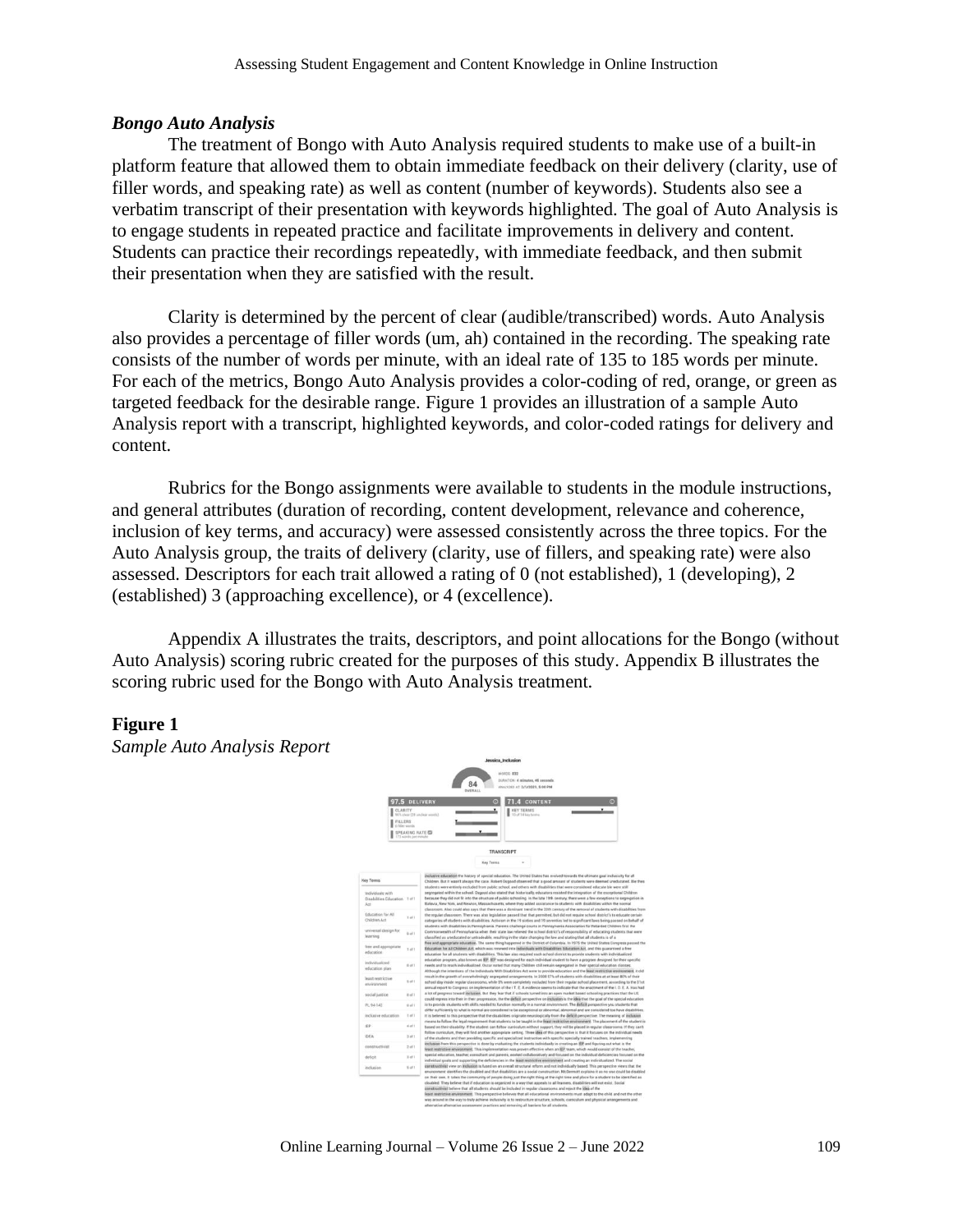### *Bongo Auto Analysis*

The treatment of Bongo with Auto Analysis required students to make use of a built-in platform feature that allowed them to obtain immediate feedback on their delivery (clarity, use of filler words, and speaking rate) as well as content (number of keywords). Students also see a verbatim transcript of their presentation with keywords highlighted. The goal of Auto Analysis is to engage students in repeated practice and facilitate improvements in delivery and content. Students can practice their recordings repeatedly, with immediate feedback, and then submit their presentation when they are satisfied with the result.

Clarity is determined by the percent of clear (audible/transcribed) words. Auto Analysis also provides a percentage of filler words (um, ah) contained in the recording. The speaking rate consists of the number of words per minute, with an ideal rate of 135 to 185 words per minute. For each of the metrics, Bongo Auto Analysis provides a color-coding of red, orange, or green as targeted feedback for the desirable range. Figure 1 provides an illustration of a sample Auto Analysis report with a transcript, highlighted keywords, and color-coded ratings for delivery and content.

Rubrics for the Bongo assignments were available to students in the module instructions, and general attributes (duration of recording, content development, relevance and coherence, inclusion of key terms, and accuracy) were assessed consistently across the three topics. For the Auto Analysis group, the traits of delivery (clarity, use of fillers, and speaking rate) were also assessed. Descriptors for each trait allowed a rating of 0 (not established), 1 (developing), 2 (established) 3 (approaching excellence), or 4 (excellence).

Appendix A illustrates the traits, descriptors, and point allocations for the Bongo (without Auto Analysis) scoring rubric created for the purposes of this study. Appendix B illustrates the scoring rubric used for the Bongo with Auto Analysis treatment.

**Figure 1**

*Sample Auto Analysis Report*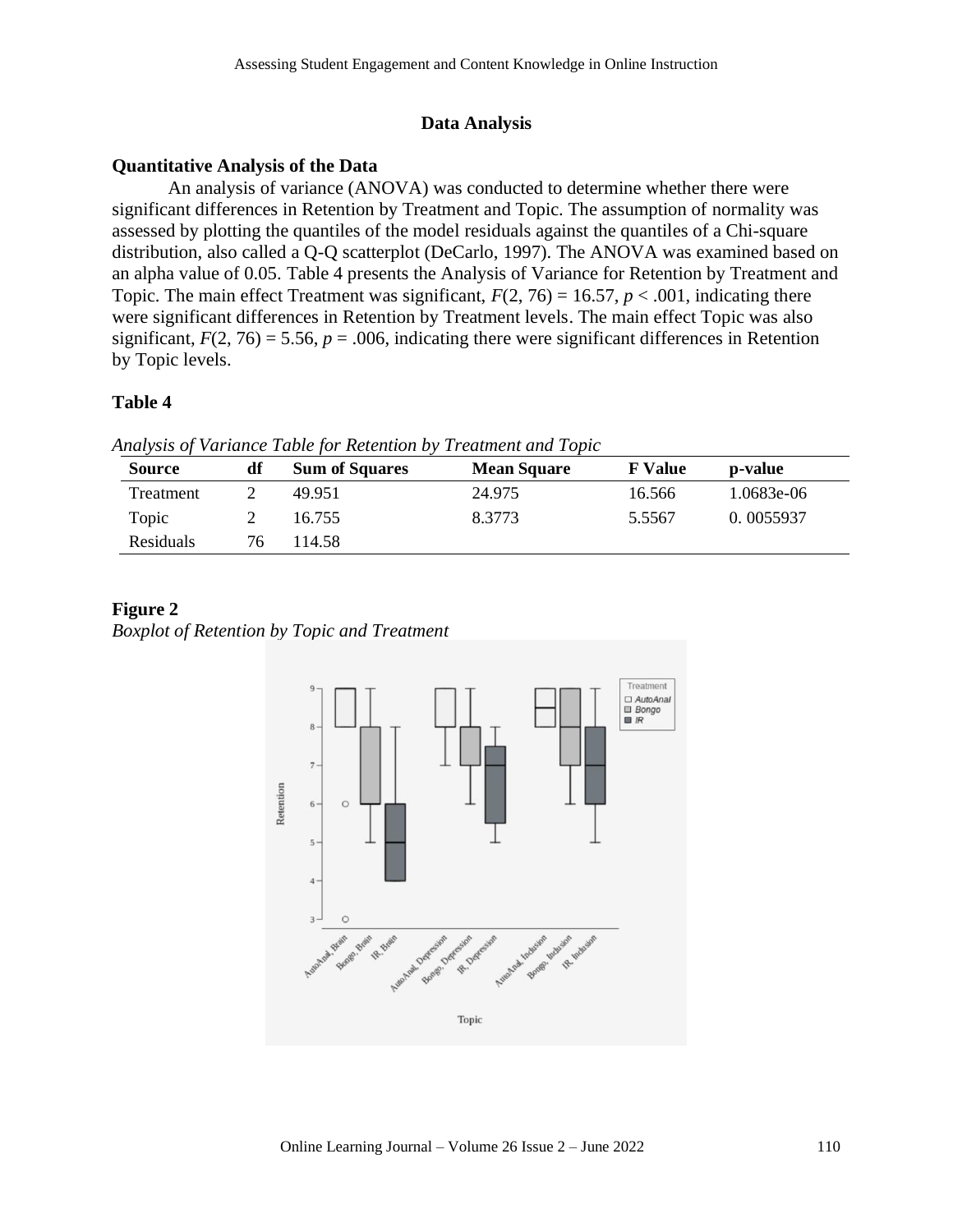## Data Analysis

### Quantitative Analysis of the Data

An analysis of variance (ANOVA) was conducted to determine whether there were significant differences in Retention by Treatment and Topic. The assumption of normality was assessed by plotting the quantiles of the model residuals against the quantiles of a Chi-square distribution, also called a Q-Q scatterplot (DeCarlo, 1997). The ANOVA was examined based on an alpha value of 0.05. Table 4 presents the Analysis of Variance for Retention by Treatment and Topic. The main effect Treatment was significant, $F(2, 76) = 16.57$, $p < .001$, indicating there were significant differences in Retention by Treatment levels. The main effect Topic was also significant, $F(2, 76) = 5.56$, $p = .006$, indicating there were significant differences in Retention by Topic levels.

**Table 4**

*Analysis of Variance Table for Retention by Treatment and Topic*

| Source | df | Sum of Squares | Mean Square | F Value | p-value |
|---|---|---|---|---|---|
| Treatment | 2 | 49.951 | 24.975 | 16.566 | 1.0683e-06 |
| Topic | 2 | 16.755 | 8.3773 | 5.5567 | 0. 0055937 |
| Residuals | 76 | 114.58 | | | |

**Figure 2**

*Boxplot of Retention by Topic and Treatment*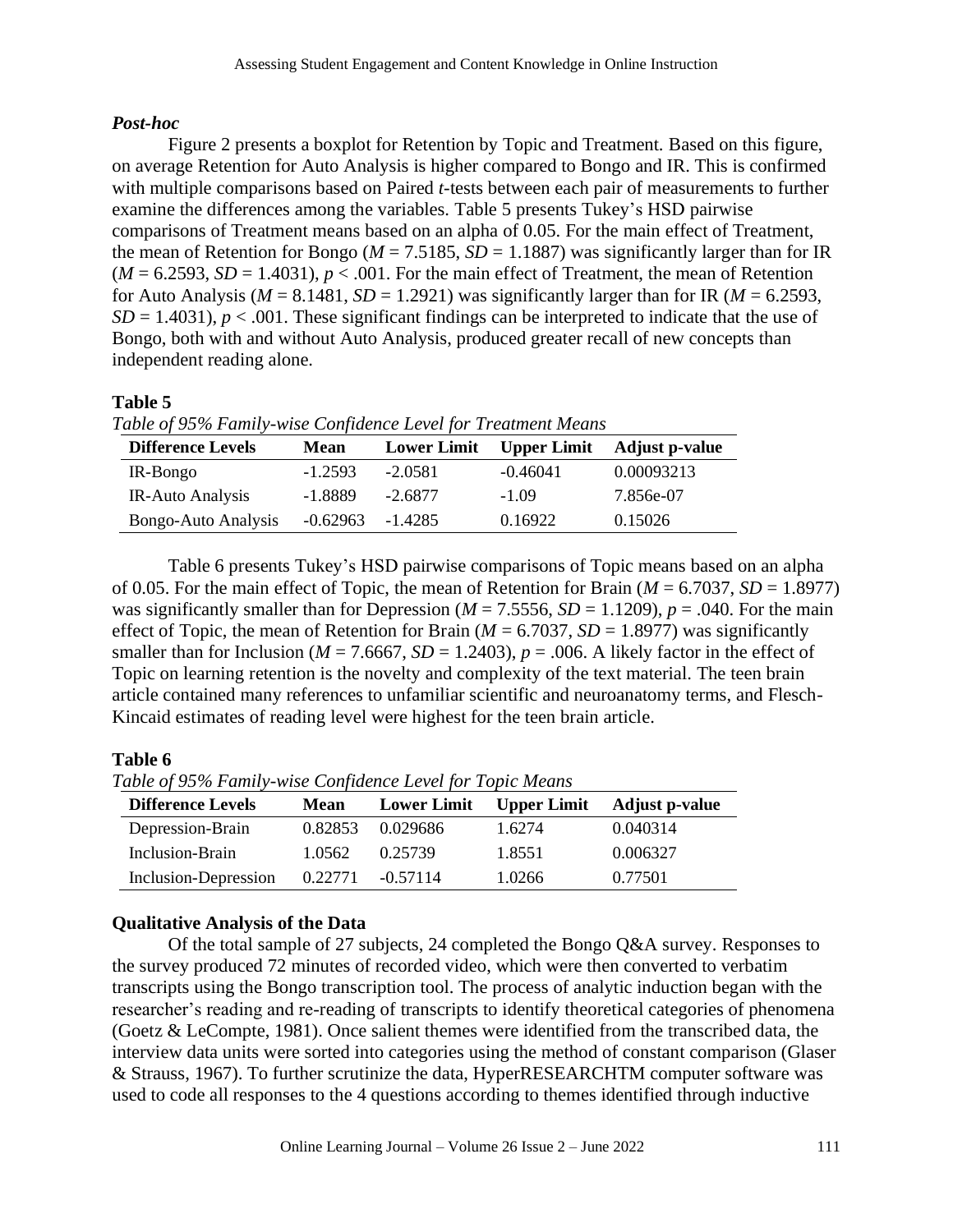### *Post-hoc*

Figure 2 presents a boxplot for Retention by Topic and Treatment. Based on this figure, on average Retention for Auto Analysis is higher compared to Bongo and IR. This is confirmed with multiple comparisons based on Paired *t*-tests between each pair of measurements to further examine the differences among the variables. Table 5 presents Tukey's HSD pairwise comparisons of Treatment means based on an alpha of 0.05. For the main effect of Treatment, the mean of Retention for Bongo ($M = 7.5185$, $SD = 1.1887$) was significantly larger than for IR ($M = 6.2593$, $SD = 1.4031$), $p < .001$. For the main effect of Treatment, the mean of Retention for Auto Analysis ($M = 8.1481$, $SD = 1.2921$) was significantly larger than for IR ($M = 6.2593$, $SD = 1.4031$), $p < .001$. These significant findings can be interpreted to indicate that the use of Bongo, both with and without Auto Analysis, produced greater recall of new concepts than independent reading alone.

**Table 5**

*Table of 95% Family-wise Confidence Level for Treatment Means*

| Difference Levels | Mean | Lower Limit | Upper Limit | Adjust p-value |
|---|---|---|---|---|
| IR-Bongo | -1.2593 | -2.0581 | -0.46041 | 0.00093213 |
| IR-Auto Analysis | -1.8889 | -2.6877 | -1.09 | 7.856e-07 |
| Bongo-Auto Analysis | -0.62963 | -1.4285 | 0.16922 | 0.15026 |

Table 6 presents Tukey's HSD pairwise comparisons of Topic means based on an alpha of 0.05. For the main effect of Topic, the mean of Retention for Brain ($M = 6.7037$, $SD = 1.8977$) was significantly smaller than for Depression ($M = 7.5556$, $SD = 1.1209$), $p = .040$. For the main effect of Topic, the mean of Retention for Brain ($M = 6.7037$, $SD = 1.8977$) was significantly smaller than for Inclusion ($M = 7.6667$, $SD = 1.2403$), $p = .006$. A likely factor in the effect of Topic on learning retention is the novelty and complexity of the text material. The teen brain article contained many references to unfamiliar scientific and neuroanatomy terms, and Flesch-Kincaid estimates of reading level were highest for the teen brain article.

**Table 6**

*Table of 95% Family-wise Confidence Level for Topic Means*

| Difference Levels | Mean | Lower Limit | Upper Limit | Adjust p-value |
|---|---|---|---|---|
| Depression-Brain | 0.82853 | 0.029686 | 1.6274 | 0.040314 |
| Inclusion-Brain | 1.0562 | 0.25739 | 1.8551 | 0.006327 |
| Inclusion-Depression | 0.22771 | -0.57114 | 1.0266 | 0.77501 |

## Qualitative Analysis of the Data

Of the total sample of 27 subjects, 24 completed the Bongo Q&A survey. Responses to the survey produced 72 minutes of recorded video, which were then converted to verbatim transcripts using the Bongo transcription tool. The process of analytic induction began with the researcher's reading and re-reading of transcripts to identify theoretical categories of phenomena (Goetz & LeCompte, 1981). Once salient themes were identified from the transcribed data, the interview data units were sorted into categories using the method of constant comparison (Glaser & Strauss, 1967). To further scrutinize the data, HyperRESEARCHTM computer software was used to code all responses to the 4 questions according to themes identified through inductive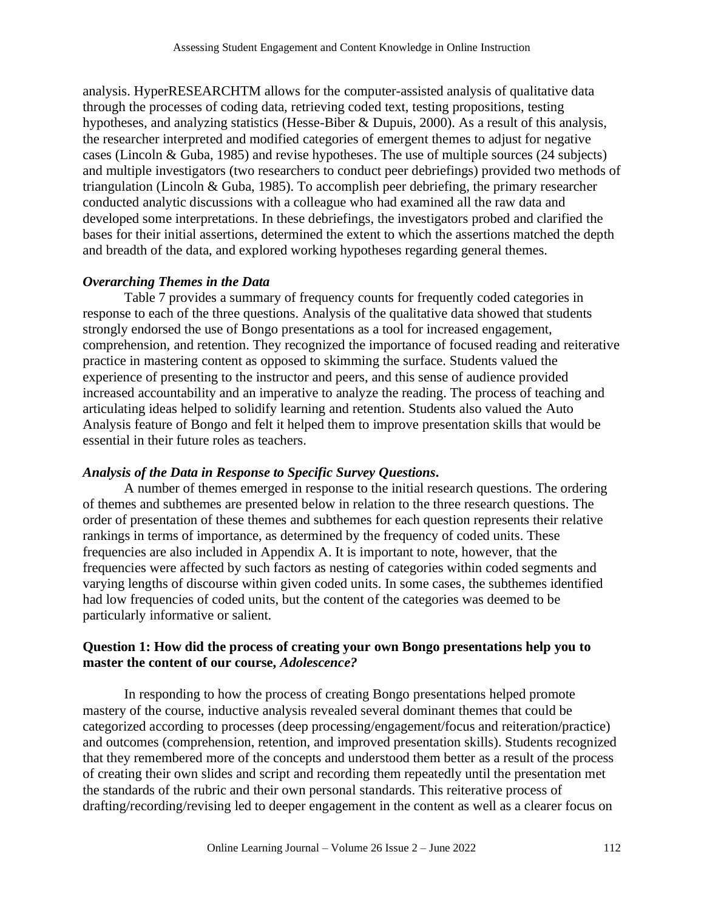analysis. HyperRESEARCHTM allows for the computer-assisted analysis of qualitative data through the processes of coding data, retrieving coded text, testing propositions, testing hypotheses, and analyzing statistics (Hesse-Biber & Dupuis, 2000). As a result of this analysis, the researcher interpreted and modified categories of emergent themes to adjust for negative cases (Lincoln & Guba, 1985) and revise hypotheses. The use of multiple sources (24 subjects) and multiple investigators (two researchers to conduct peer debriefings) provided two methods of triangulation (Lincoln & Guba, 1985). To accomplish peer debriefing, the primary researcher conducted analytic discussions with a colleague who had examined all the raw data and developed some interpretations. In these debriefings, the investigators probed and clarified the bases for their initial assertions, determined the extent to which the assertions matched the depth and breadth of the data, and explored working hypotheses regarding general themes.

### *Overarching Themes in the Data*

Table 7 provides a summary of frequency counts for frequently coded categories in response to each of the three questions. Analysis of the qualitative data showed that students strongly endorsed the use of Bongo presentations as a tool for increased engagement, comprehension, and retention. They recognized the importance of focused reading and reiterative practice in mastering content as opposed to skimming the surface. Students valued the experience of presenting to the instructor and peers, and this sense of audience provided increased accountability and an imperative to analyze the reading. The process of teaching and articulating ideas helped to solidify learning and retention. Students also valued the Auto Analysis feature of Bongo and felt it helped them to improve presentation skills that would be essential in their future roles as teachers.

### *Analysis of the Data in Response to Specific Survey Questions*.

A number of themes emerged in response to the initial research questions. The ordering of themes and subthemes are presented below in relation to the three research questions. The order of presentation of these themes and subthemes for each question represents their relative rankings in terms of importance, as determined by the frequency of coded units. These frequencies are also included in Appendix A. It is important to note, however, that the frequencies were affected by such factors as nesting of categories within coded segments and varying lengths of discourse within given coded units. In some cases, the subthemes identified had low frequencies of coded units, but the content of the categories was deemed to be particularly informative or salient.

### Question 1: How did the process of creating your own Bongo presentations help you to master the content of our course, *Adolescence?*

In responding to how the process of creating Bongo presentations helped promote mastery of the course, inductive analysis revealed several dominant themes that could be categorized according to processes (deep processing/engagement/focus and reiteration/practice) and outcomes (comprehension, retention, and improved presentation skills). Students recognized that they remembered more of the concepts and understood them better as a result of the process of creating their own slides and script and recording them repeatedly until the presentation met the standards of the rubric and their own personal standards. This reiterative process of drafting/recording/revising led to deeper engagement in the content as well as a clearer focus on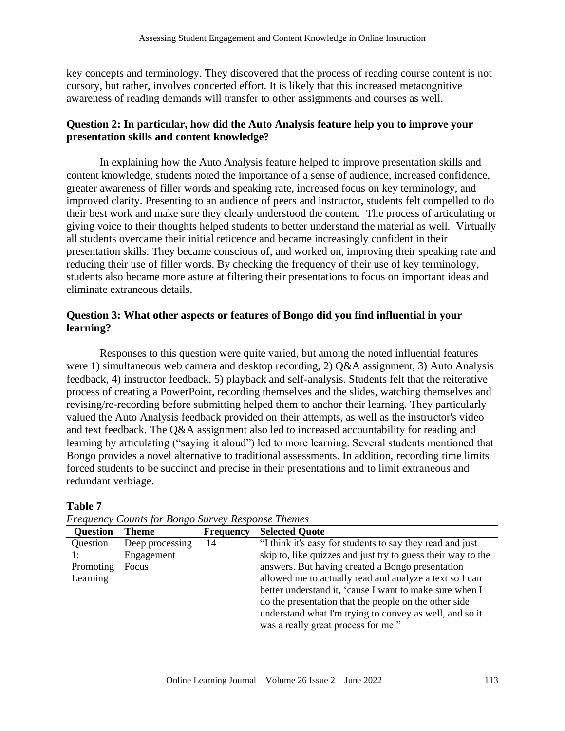key concepts and terminology. They discovered that the process of reading course content is not cursory, but rather, involves concerted effort. It is likely that this increased metacognitive awareness of reading demands will transfer to other assignments and courses as well.

### Question 2: In particular, how did the Auto Analysis feature help you to improve your presentation skills and content knowledge?

In explaining how the Auto Analysis feature helped to improve presentation skills and content knowledge, students noted the importance of a sense of audience, increased confidence, greater awareness of filler words and speaking rate, increased focus on key terminology, and improved clarity. Presenting to an audience of peers and instructor, students felt compelled to do their best work and make sure they clearly understood the content. The process of articulating or giving voice to their thoughts helped students to better understand the material as well. Virtually all students overcame their initial reticence and became increasingly confident in their presentation skills. They became conscious of, and worked on, improving their speaking rate and reducing their use of filler words. By checking the frequency of their use of key terminology, students also became more astute at filtering their presentations to focus on important ideas and eliminate extraneous details.

### Question 3: What other aspects or features of Bongo did you find influential in your learning?

Responses to this question were quite varied, but among the noted influential features were 1) simultaneous web camera and desktop recording, 2) Q&A assignment, 3) Auto Analysis feedback, 4) instructor feedback, 5) playback and self-analysis. Students felt that the reiterative process of creating a PowerPoint, recording themselves and the slides, watching themselves and revising/re-recording before submitting helped them to anchor their learning. They particularly valued the Auto Analysis feedback provided on their attempts, as well as the instructor's video and text feedback. The Q&A assignment also led to increased accountability for reading and learning by articulating ("saying it aloud") led to more learning. Several students mentioned that Bongo provides a novel alternative to traditional assessments. In addition, recording time limits forced students to be succinct and precise in their presentations and to limit extraneous and redundant verbiage.

**Table 7**

*Frequency Counts for Bongo Survey Response Themes*

| Question | Theme | Frequency | Selected Quote |
|---|---|---|---|
| Question 1: Promoting Learning | Deep processing Engagement Focus | 14 | "I think it's easy for students to say they read and just skip to, like quizzes and just try to guess their way to the answers. But having created a Bongo presentation allowed me to actually read and analyze a text so I can better understand it, 'cause I want to make sure when I do the presentation that the people on the other side understand what I'm trying to convey as well, and so it was a really great process for me." |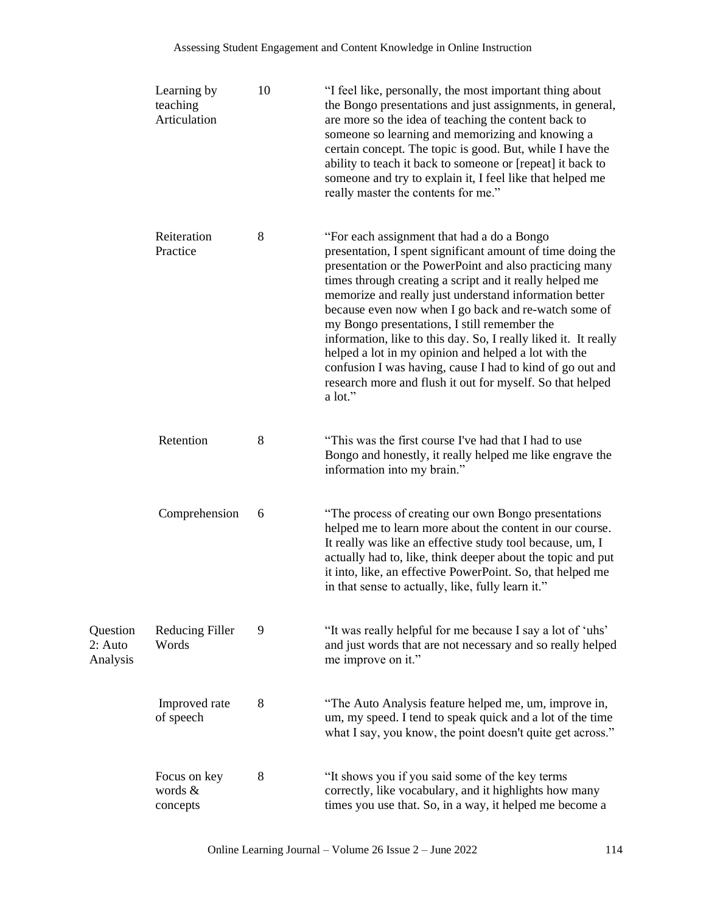|  | Learning by teaching Articulation | 10 | "I feel like, personally, the most important thing about the Bongo presentations and just assignments, in general, are more so the idea of teaching the content back to someone so learning and memorizing and knowing a certain concept. The topic is good. But, while I have the ability to teach it back to someone or [repeat] it back to someone and try to explain it, I feel like that helped me really master the contents for me." |
| --- | --- | --- | --- |
|  | Reiteration Practice | 8 | "For each assignment that had a do a Bongo presentation, I spent significant amount of time doing the presentation or the PowerPoint and also practicing many times through creating a script and it really helped me memorize and really just understand information better because even now when I go back and re-watch some of my Bongo presentations, I still remember the information, like to this day. So, I really liked it. It really helped a lot in my opinion and helped a lot with the confusion I was having, cause I had to kind of go out and research more and flush it out for myself. So that helped a lot." |
|  | Retention | 8 | "This was the first course I've had that I had to use Bongo and honestly, it really helped me like engrave the information into my brain." |
|  | Comprehension | 6 | "The process of creating our own Bongo presentations helped me to learn more about the content in our course. It really was like an effective study tool because, um, I actually had to, like, think deeper about the topic and put it into, like, an effective PowerPoint. So, that helped me in that sense to actually, like, fully learn it." |
| Question 2: Auto Analysis | Reducing Filler Words | 9 | "It was really helpful for me because I say a lot of 'uhs' and just words that are not necessary and so really helped me improve on it." |
|  | Improved rate of speech | 8 | "The Auto Analysis feature helped me, um, improve in, um, my speed. I tend to speak quick and a lot of the time what I say, you know, the point doesn't quite get across." |
|  | Focus on key words & concepts | 8 | "It shows you if you said some of the key terms correctly, like vocabulary, and it highlights how many times you use that. So, in a way, it helped me become a |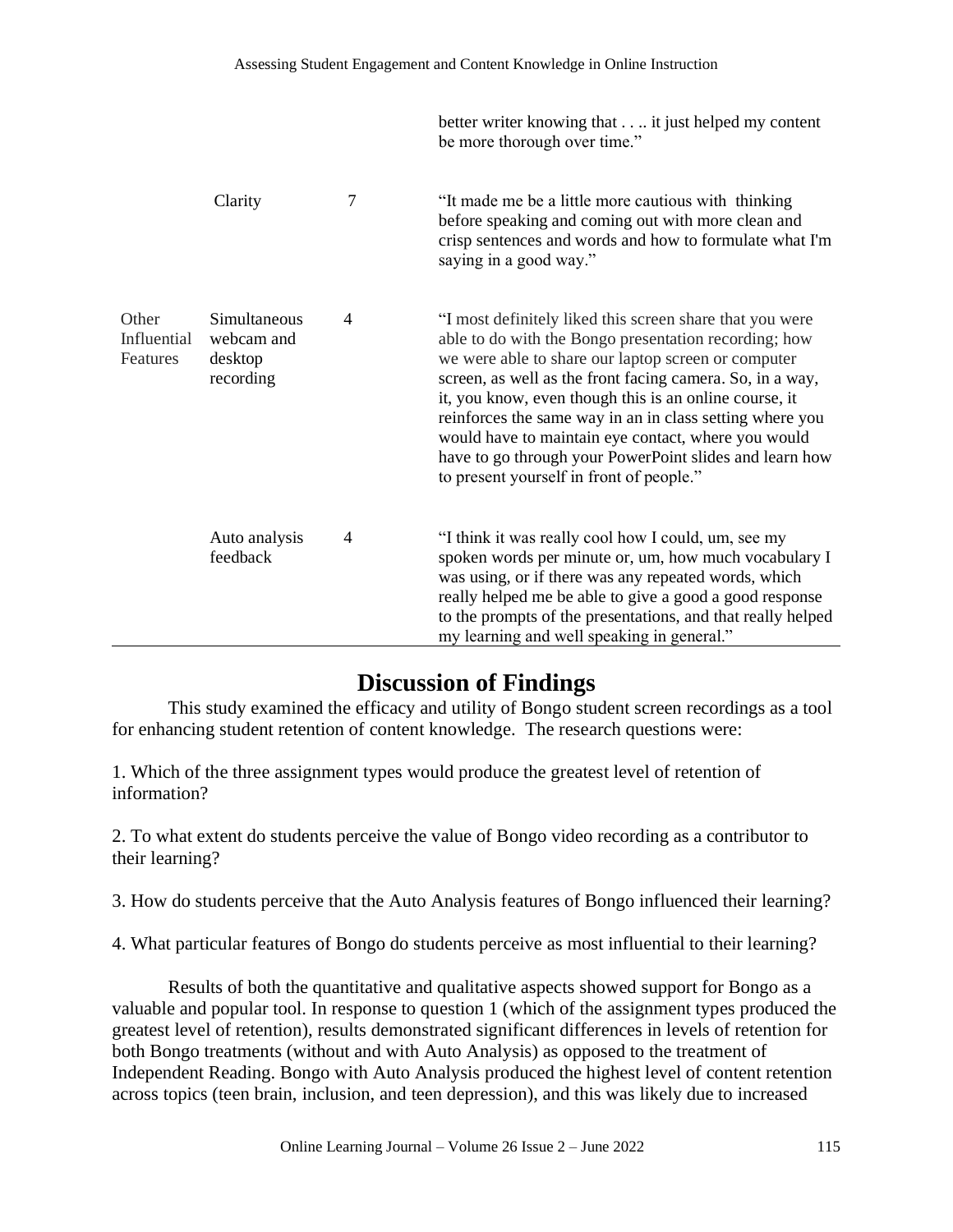| | | | |
|---|---|---|---|
| | | | better writer knowing that . . .. it just helped my content be more thorough over time." |
| | Clarity | 7 | "It made me be a little more cautious with thinking before speaking and coming out with more clean and crisp sentences and words and how to formulate what I'm saying in a good way." |
| Other Influential Features | Simultaneous webcam and desktop recording | 4 | "I most definitely liked this screen share that you were able to do with the Bongo presentation recording; how we were able to share our laptop screen or computer screen, as well as the front facing camera. So, in a way, it, you know, even though this is an online course, it reinforces the same way in an in class setting where you would have to maintain eye contact, where you would have to go through your PowerPoint slides and learn how to present yourself in front of people." |
| | Auto analysis feedback | 4 | "I think it was really cool how I could, um, see my spoken words per minute or, um, how much vocabulary I was using, or if there was any repeated words, which really helped me be able to give a good a good response to the prompts of the presentations, and that really helped my learning and well speaking in general." |

# Discussion of Findings

This study examined the efficacy and utility of Bongo student screen recordings as a tool for enhancing student retention of content knowledge. The research questions were:

1. Which of the three assignment types would produce the greatest level of retention of information?

2. To what extent do students perceive the value of Bongo video recording as a contributor to their learning?

3. How do students perceive that the Auto Analysis features of Bongo influenced their learning?

4. What particular features of Bongo do students perceive as most influential to their learning?

Results of both the quantitative and qualitative aspects showed support for Bongo as a valuable and popular tool. In response to question 1 (which of the assignment types produced the greatest level of retention), results demonstrated significant differences in levels of retention for both Bongo treatments (without and with Auto Analysis) as opposed to the treatment of Independent Reading. Bongo with Auto Analysis produced the highest level of content retention across topics (teen brain, inclusion, and teen depression), and this was likely due to increased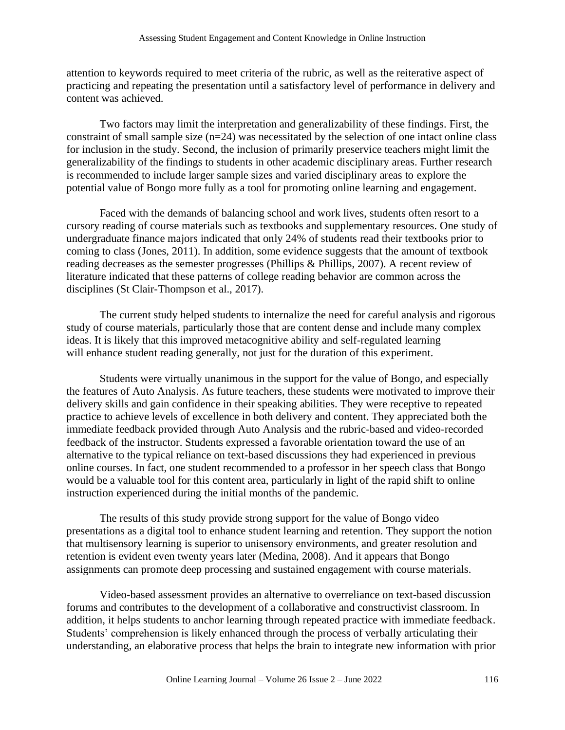attention to keywords required to meet criteria of the rubric, as well as the reiterative aspect of practicing and repeating the presentation until a satisfactory level of performance in delivery and content was achieved.

Two factors may limit the interpretation and generalizability of these findings. First, the constraint of small sample size (n=24) was necessitated by the selection of one intact online class for inclusion in the study. Second, the inclusion of primarily preservice teachers might limit the generalizability of the findings to students in other academic disciplinary areas. Further research is recommended to include larger sample sizes and varied disciplinary areas to explore the potential value of Bongo more fully as a tool for promoting online learning and engagement.

Faced with the demands of balancing school and work lives, students often resort to a cursory reading of course materials such as textbooks and supplementary resources. One study of undergraduate finance majors indicated that only 24% of students read their textbooks prior to coming to class (Jones, 2011). In addition, some evidence suggests that the amount of textbook reading decreases as the semester progresses (Phillips & Phillips, 2007). A recent review of literature indicated that these patterns of college reading behavior are common across the disciplines (St Clair-Thompson et al., 2017).

The current study helped students to internalize the need for careful analysis and rigorous study of course materials, particularly those that are content dense and include many complex ideas. It is likely that this improved metacognitive ability and self-regulated learning will enhance student reading generally, not just for the duration of this experiment.

Students were virtually unanimous in the support for the value of Bongo, and especially the features of Auto Analysis. As future teachers, these students were motivated to improve their delivery skills and gain confidence in their speaking abilities. They were receptive to repeated practice to achieve levels of excellence in both delivery and content. They appreciated both the immediate feedback provided through Auto Analysis and the rubric-based and video-recorded feedback of the instructor. Students expressed a favorable orientation toward the use of an alternative to the typical reliance on text-based discussions they had experienced in previous online courses. In fact, one student recommended to a professor in her speech class that Bongo would be a valuable tool for this content area, particularly in light of the rapid shift to online instruction experienced during the initial months of the pandemic.

The results of this study provide strong support for the value of Bongo video presentations as a digital tool to enhance student learning and retention. They support the notion that multisensory learning is superior to unisensory environments, and greater resolution and retention is evident even twenty years later (Medina, 2008). And it appears that Bongo assignments can promote deep processing and sustained engagement with course materials.

Video-based assessment provides an alternative to overreliance on text-based discussion forums and contributes to the development of a collaborative and constructivist classroom. In addition, it helps students to anchor learning through repeated practice with immediate feedback. Students' comprehension is likely enhanced through the process of verbally articulating their understanding, an elaborative process that helps the brain to integrate new information with prior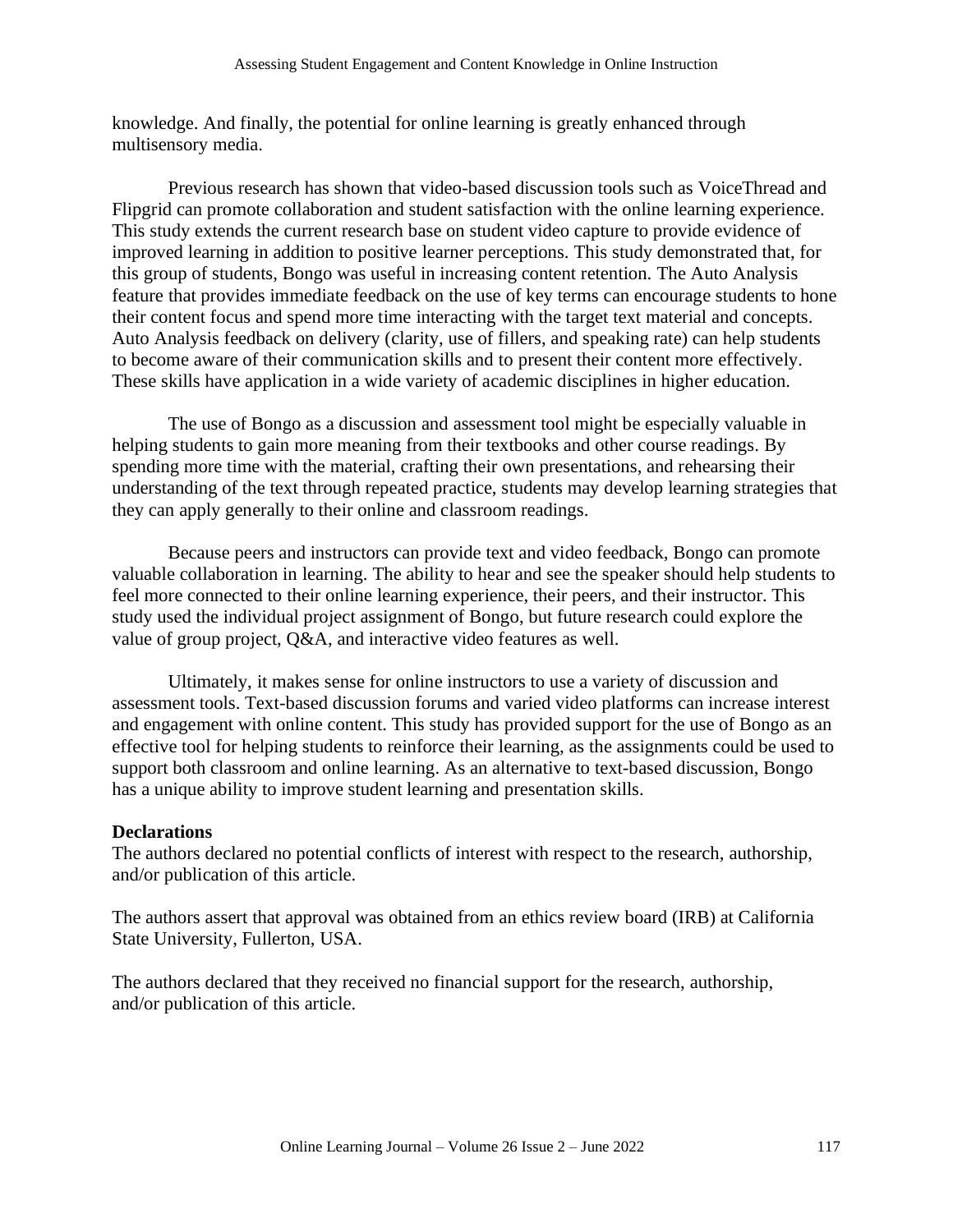knowledge. And finally, the potential for online learning is greatly enhanced through multisensory media.

Previous research has shown that video-based discussion tools such as VoiceThread and Flipgrid can promote collaboration and student satisfaction with the online learning experience. This study extends the current research base on student video capture to provide evidence of improved learning in addition to positive learner perceptions. This study demonstrated that, for this group of students, Bongo was useful in increasing content retention. The Auto Analysis feature that provides immediate feedback on the use of key terms can encourage students to hone their content focus and spend more time interacting with the target text material and concepts. Auto Analysis feedback on delivery (clarity, use of fillers, and speaking rate) can help students to become aware of their communication skills and to present their content more effectively. These skills have application in a wide variety of academic disciplines in higher education.

The use of Bongo as a discussion and assessment tool might be especially valuable in helping students to gain more meaning from their textbooks and other course readings. By spending more time with the material, crafting their own presentations, and rehearsing their understanding of the text through repeated practice, students may develop learning strategies that they can apply generally to their online and classroom readings.

Because peers and instructors can provide text and video feedback, Bongo can promote valuable collaboration in learning. The ability to hear and see the speaker should help students to feel more connected to their online learning experience, their peers, and their instructor. This study used the individual project assignment of Bongo, but future research could explore the value of group project, Q&A, and interactive video features as well.

Ultimately, it makes sense for online instructors to use a variety of discussion and assessment tools. Text-based discussion forums and varied video platforms can increase interest and engagement with online content. This study has provided support for the use of Bongo as an effective tool for helping students to reinforce their learning, as the assignments could be used to support both classroom and online learning. As an alternative to text-based discussion, Bongo has a unique ability to improve student learning and presentation skills.

**Declarations**

The authors declared no potential conflicts of interest with respect to the research, authorship, and/or publication of this article.

The authors assert that approval was obtained from an ethics review board (IRB) at California State University, Fullerton, USA.

The authors declared that they received no financial support for the research, authorship, and/or publication of this article.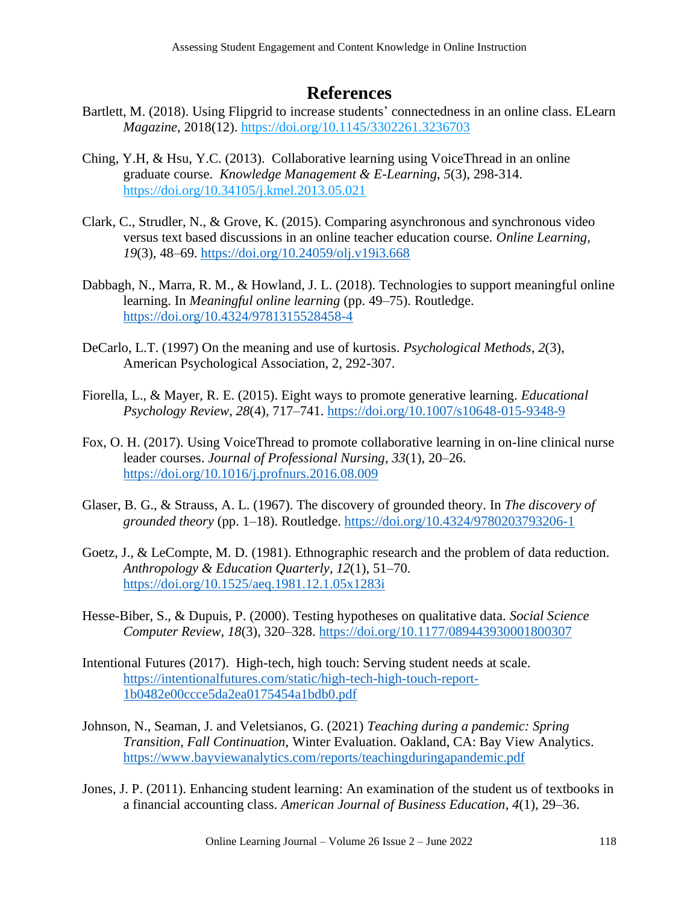# References

Bartlett, M. (2018). Using Flipgrid to increase students' connectedness in an online class. ELearn *Magazine*, 2018(12). https://doi.org/10.1145/3302261.3236703

Ching, Y.H, & Hsu, Y.C. (2013). Collaborative learning using VoiceThread in an online graduate course. *Knowledge Management & E-Learning*, *5*(3), 298-314. https://doi.org/10.34105/j.kmel.2013.05.021

Clark, C., Strudler, N., & Grove, K. (2015). Comparing asynchronous and synchronous video versus text based discussions in an online teacher education course. *Online Learning*, *19*(3), 48–69. https://doi.org/10.24059/olj.v19i3.668

Dabbagh, N., Marra, R. M., & Howland, J. L. (2018). Technologies to support meaningful online learning. In *Meaningful online learning* (pp. 49–75). Routledge. https://doi.org/10.4324/9781315528458-4

DeCarlo, L.T. (1997) On the meaning and use of kurtosis. *Psychological Methods*, *2*(3), American Psychological Association, 2, 292-307.

Fiorella, L., & Mayer, R. E. (2015). Eight ways to promote generative learning. *Educational Psychology Review*, *28*(4), 717–741. https://doi.org/10.1007/s10648-015-9348-9

Fox, O. H. (2017). Using VoiceThread to promote collaborative learning in on-line clinical nurse leader courses. *Journal of Professional Nursing*, *33*(1), 20–26. https://doi.org/10.1016/j.profnurs.2016.08.009

Glaser, B. G., & Strauss, A. L. (1967). The discovery of grounded theory. In *The discovery of grounded theory* (pp. 1–18). Routledge. https://doi.org/10.4324/9780203793206-1

Goetz, J., & LeCompte, M. D. (1981). Ethnographic research and the problem of data reduction. *Anthropology & Education Quarterly*, *12*(1), 51–70. https://doi.org/10.1525/aeq.1981.12.1.05x1283i

Hesse-Biber, S., & Dupuis, P. (2000). Testing hypotheses on qualitative data. *Social Science Computer Review*, *18*(3), 320–328. https://doi.org/10.1177/089443930001800307

Intentional Futures (2017). High-tech, high touch: Serving student needs at scale. https://intentionalfutures.com/static/high-tech-high-touch-report-1b0482e00ccce5da2ea0175454a1bdb0.pdf

Johnson, N., Seaman, J. and Veletsianos, G. (2021) *Teaching during a pandemic: Spring Transition, Fall Continuation,* Winter Evaluation. Oakland, CA: Bay View Analytics. https://www.bayviewanalytics.com/reports/teachingduringapandemic.pdf

Jones, J. P. (2011). Enhancing student learning: An examination of the student us of textbooks in a financial accounting class. *American Journal of Business Education*, *4*(1), 29–36.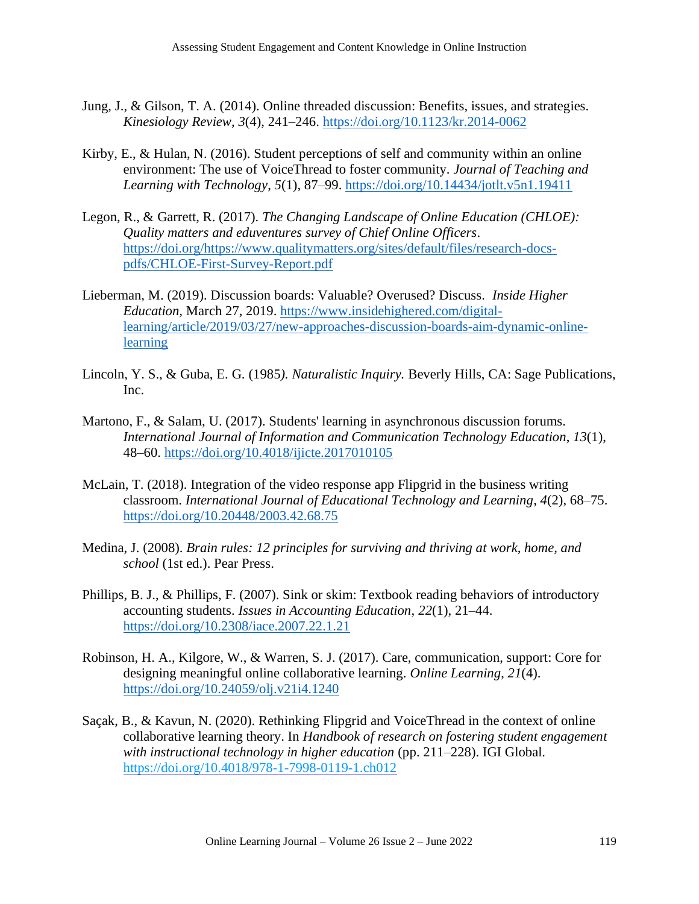Jung, J., & Gilson, T. A. (2014). Online threaded discussion: Benefits, issues, and strategies. *Kinesiology Review*, *3*(4), 241–246. https://doi.org/10.1123/kr.2014-0062

Kirby, E., & Hulan, N. (2016). Student perceptions of self and community within an online environment: The use of VoiceThread to foster community. *Journal of Teaching and Learning with Technology*, *5*(1), 87–99. https://doi.org/10.14434/jotlt.v5n1.19411

Legon, R., & Garrett, R. (2017). *The Changing Landscape of Online Education (CHLOE): Quality matters and eduventures survey of Chief Online Officers*. https://doi.org/https://www.qualitymatters.org/sites/default/files/research-docs-pdfs/CHLOE-First-Survey-Report.pdf

Lieberman, M. (2019). Discussion boards: Valuable? Overused? Discuss. *Inside Higher Education,* March 27, 2019. https://www.insidehighered.com/digital-learning/article/2019/03/27/new-approaches-discussion-boards-aim-dynamic-online-learning

Lincoln, Y. S., & Guba, E. G. (1985*). Naturalistic Inquiry.* Beverly Hills, CA: Sage Publications, Inc.

Martono, F., & Salam, U. (2017). Students' learning in asynchronous discussion forums. *International Journal of Information and Communication Technology Education*, *13*(1), 48–60. https://doi.org/10.4018/ijicte.2017010105

McLain, T. (2018). Integration of the video response app Flipgrid in the business writing classroom. *International Journal of Educational Technology and Learning*, *4*(2), 68–75. https://doi.org/10.20448/2003.42.68.75

Medina, J. (2008). *Brain rules: 12 principles for surviving and thriving at work, home, and school* (1st ed.). Pear Press.

Phillips, B. J., & Phillips, F. (2007). Sink or skim: Textbook reading behaviors of introductory accounting students. *Issues in Accounting Education*, *22*(1), 21–44. https://doi.org/10.2308/iace.2007.22.1.21

Robinson, H. A., Kilgore, W., & Warren, S. J. (2017). Care, communication, support: Core for designing meaningful online collaborative learning. *Online Learning*, *21*(4). https://doi.org/10.24059/olj.v21i4.1240

Saçak, B., & Kavun, N. (2020). Rethinking Flipgrid and VoiceThread in the context of online collaborative learning theory. In *Handbook of research on fostering student engagement with instructional technology in higher education* (pp. 211–228). IGI Global. https://doi.org/10.4018/978-1-7998-0119-1.ch012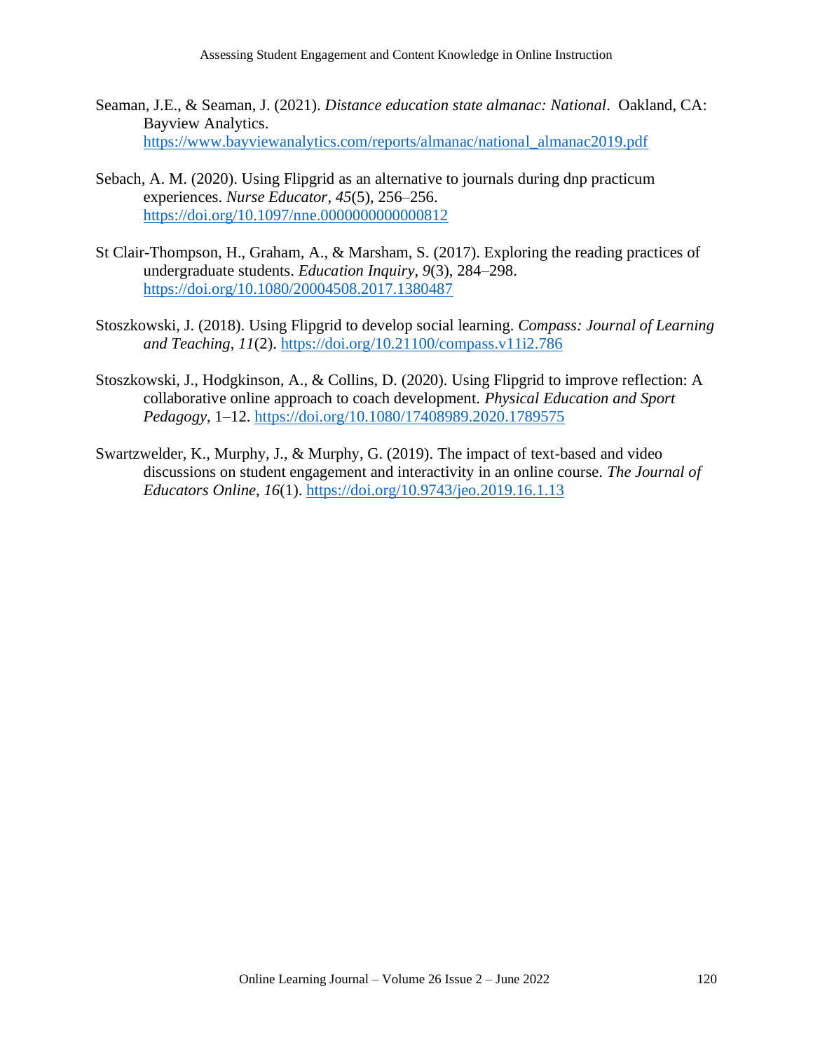Seaman, J.E., & Seaman, J. (2021). *Distance education state almanac: National*. Oakland, CA: Bayview Analytics. https://www.bayviewanalytics.com/reports/almanac/national_almanac2019.pdf

Sebach, A. M. (2020). Using Flipgrid as an alternative to journals during dnp practicum experiences. *Nurse Educator*, *45*(5), 256–256. https://doi.org/10.1097/nne.0000000000000812

St Clair-Thompson, H., Graham, A., & Marsham, S. (2017). Exploring the reading practices of undergraduate students. *Education Inquiry*, *9*(3), 284–298. https://doi.org/10.1080/20004508.2017.1380487

Stoszkowski, J. (2018). Using Flipgrid to develop social learning. *Compass: Journal of Learning and Teaching*, *11*(2). https://doi.org/10.21100/compass.v11i2.786

Stoszkowski, J., Hodgkinson, A., & Collins, D. (2020). Using Flipgrid to improve reflection: A collaborative online approach to coach development. *Physical Education and Sport Pedagogy*, 1–12. https://doi.org/10.1080/17408989.2020.1789575

Swartzwelder, K., Murphy, J., & Murphy, G. (2019). The impact of text-based and video discussions on student engagement and interactivity in an online course. *The Journal of Educators Online*, *16*(1). https://doi.org/10.9743/jeo.2019.16.1.13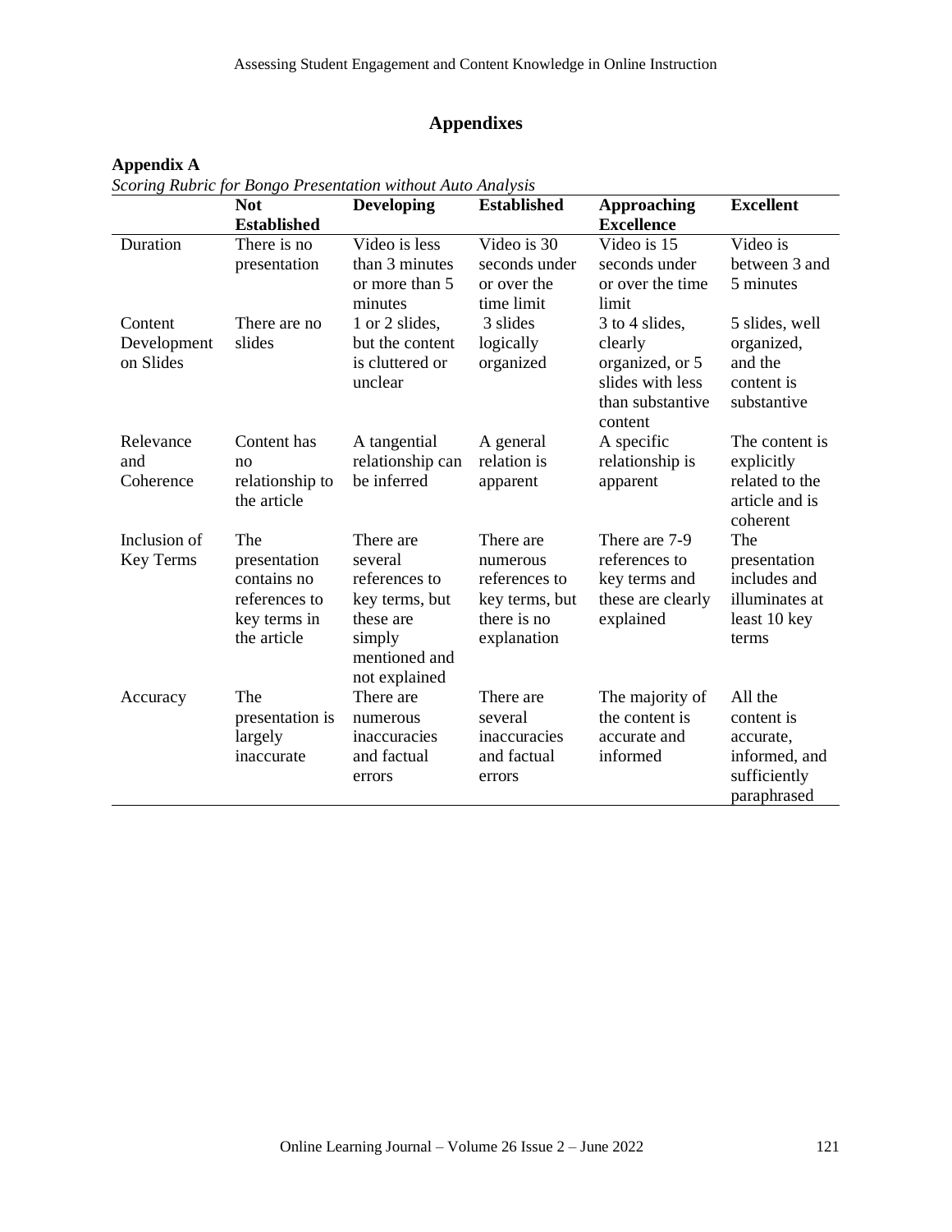# Appendixes

**Appendix A**

*Scoring Rubric for Bongo Presentation without Auto Analysis*

| | Not Established | Developing | Established | Approaching Excellence | Excellent |
|---|---|---|---|---|---|
| Duration | There is no presentation | Video is less than 3 minutes or more than 5 minutes | Video is 30 seconds under or over the time limit | Video is 15 seconds under or over the time limit | Video is between 3 and 5 minutes |
| Content Development on Slides | There are no slides | 1 or 2 slides, but the content is cluttered or unclear | 3 slides logically organized | 3 to 4 slides, clearly organized, or 5 slides with less than substantive content | 5 slides, well organized, and the content is substantive |
| Relevance and Coherence | Content has no relationship to the article | A tangential relationship can be inferred | A general relation is apparent | A specific relationship is apparent | The content is explicitly related to the article and is coherent |
| Inclusion of Key Terms | The presentation contains no references to key terms in the article | There are several references to key terms, but these are simply mentioned and not explained | There are numerous references to key terms, but there is no explanation | There are 7-9 references to key terms and these are clearly explained | The presentation includes and illuminates at least 10 key terms |
| Accuracy | The presentation is largely inaccurate | There are numerous inaccuracies and factual errors | There are several inaccuracies and factual errors | The majority of the content is accurate and informed | All the content is accurate, informed, and sufficiently paraphrased |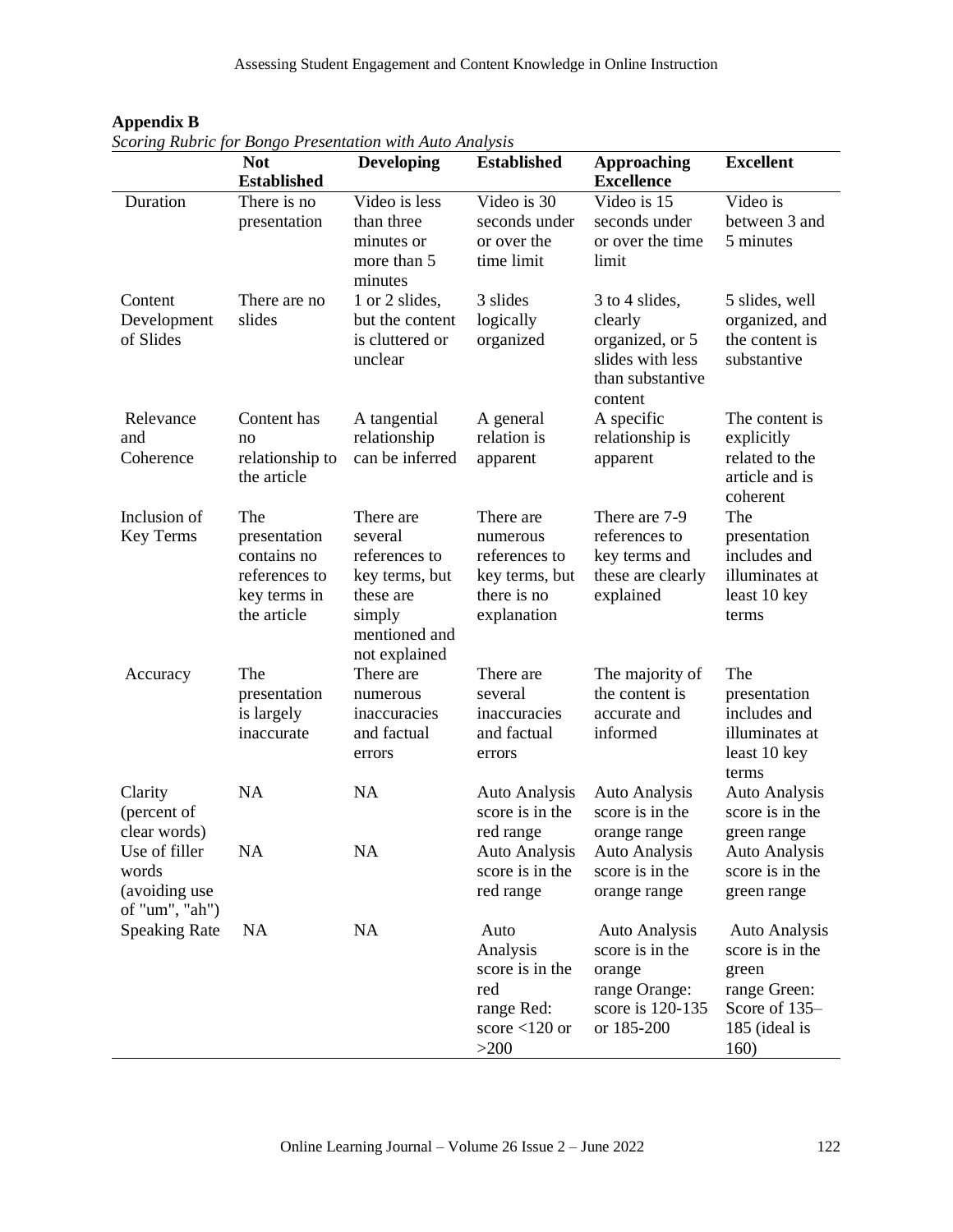**Appendix B**

*Scoring Rubric for Bongo Presentation with Auto Analysis*

| | Not Established | Developing | Established | Approaching Excellence | Excellent |
|---|---|---|---|---|---|
| Duration | There is no presentation | Video is less than three minutes or more than 5 minutes | Video is 30 seconds under or over the time limit | Video is 15 seconds under or over the time limit | Video is between 3 and 5 minutes |
| Content Development of Slides | There are no slides | 1 or 2 slides, but the content is cluttered or unclear | 3 slides logically organized | 3 to 4 slides, clearly organized, or 5 slides with less than substantive content | 5 slides, well organized, and the content is substantive |
| Relevance and Coherence | Content has no relationship to the article | A tangential relationship can be inferred | A general relation is apparent | A specific relationship is apparent | The content is explicitly related to the article and is coherent |
| Inclusion of Key Terms | The presentation contains no references to key terms in the article | There are several references to key terms, but these are simply mentioned and not explained | There are numerous references to key terms, but there is no explanation | There are 7-9 references to key terms and these are clearly explained | The presentation includes and illuminates at least 10 key terms |
| Accuracy | The presentation is largely inaccurate | There are numerous inaccuracies and factual errors | There are several inaccuracies and factual errors | The majority of the content is accurate and informed | The presentation includes and illuminates at least 10 key terms |
| Clarity (percent of clear words) | NA | NA | Auto Analysis score is in the red range | Auto Analysis score is in the orange range | Auto Analysis score is in the green range |
| Use of filler words (avoiding use of "um", "ah") | NA | NA | Auto Analysis score is in the red range | Auto Analysis score is in the orange range | Auto Analysis score is in the green range |
| Speaking Rate | NA | NA | Auto Analysis score is in the red range Red: score <120 or >200 | Auto Analysis score is in the orange range Orange: score is 120-135 or 185-200 | Auto Analysis score is in the green range Green: Score of 135–185 (ideal is 160) |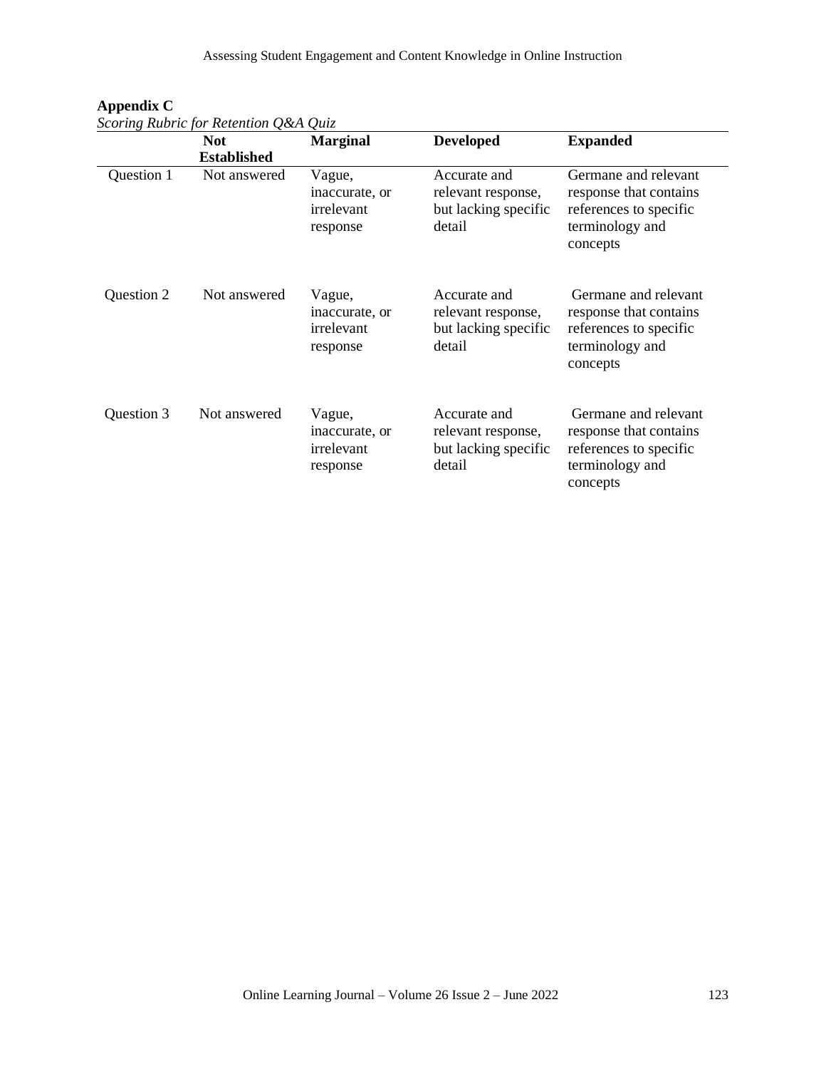**Appendix C**

*Scoring Rubric for Retention Q&A Quiz*

| | Not Established | Marginal | Developed | Expanded |
|---|---|---|---|---|
| Question 1 | Not answered | Vague, inaccurate, or irrelevant response | Accurate and relevant response, but lacking specific detail | Germane and relevant response that contains references to specific terminology and concepts |
| Question 2 | Not answered | Vague, inaccurate, or irrelevant response | Accurate and relevant response, but lacking specific detail | Germane and relevant response that contains references to specific terminology and concepts |
| Question 3 | Not answered | Vague, inaccurate, or irrelevant response | Accurate and relevant response, but lacking specific detail | Germane and relevant response that contains references to specific terminology and concepts |